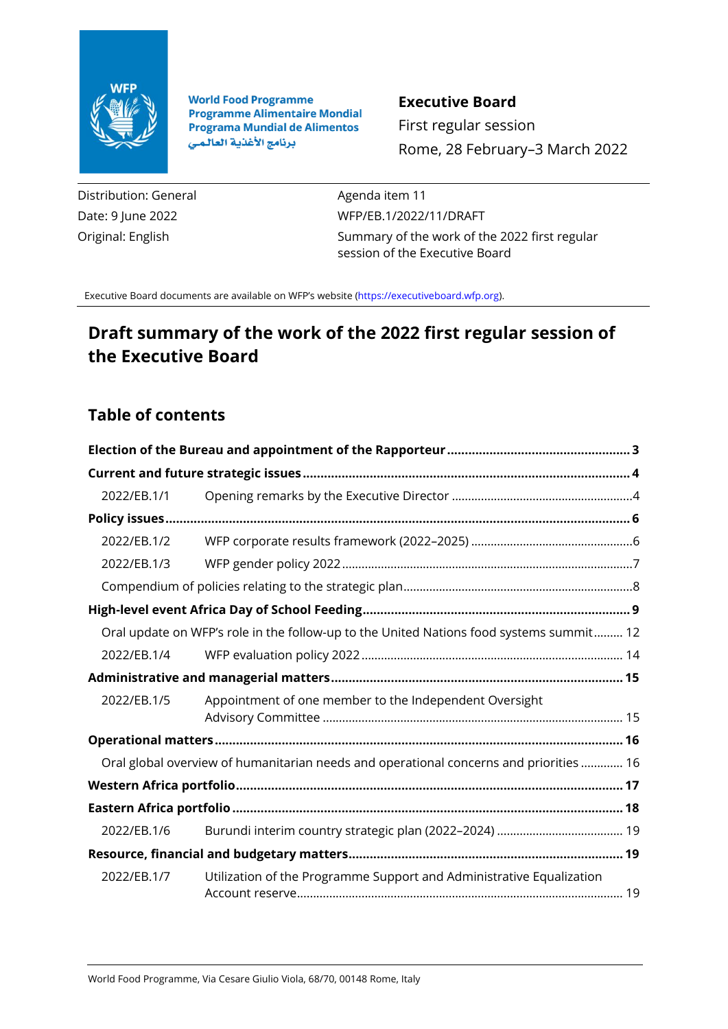World Food Programme
Programme Alimentaire Mondial
Programa Mundial de Alimentos
برنامج الأغذية العالمي

**Executive Board**
First regular session
Rome, 28 February–3 March 2022

| | |
|---|---|
| Distribution: General | Agenda item 11 |
| Date: 9 June 2022 | WFP/EB.1/2022/11/DRAFT |
| Original: English | Summary of the work of the 2022 first regular session of the Executive Board |

Executive Board documents are available on WFP's website (https://executiveboard.wfp.org).

# Draft summary of the work of the 2022 first regular session of the Executive Board

## Table of contents

| | | |
|---|---|---|
| **Election of the Bureau and appointment of the Rapporteur** | | **3** |
| **Current and future strategic issues** | | **4** |
| 2022/EB.1/1 | Opening remarks by the Executive Director | 4 |
| **Policy issues** | | **6** |
| 2022/EB.1/2 | WFP corporate results framework (2022–2025) | 6 |
| 2022/EB.1/3 | WFP gender policy 2022 | 7 |
| Compendium of policies relating to the strategic plan | | 8 |
| **High-level event Africa Day of School Feeding** | | **9** |
| Oral update on WFP's role in the follow-up to the United Nations food systems summit | | 12 |
| 2022/EB.1/4 | WFP evaluation policy 2022 | 14 |
| **Administrative and managerial matters** | | **15** |
| 2022/EB.1/5 | Appointment of one member to the Independent Oversight Advisory Committee | 15 |
| **Operational matters** | | **16** |
| Oral global overview of humanitarian needs and operational concerns and priorities | | 16 |
| **Western Africa portfolio** | | **17** |
| **Eastern Africa portfolio** | | **18** |
| 2022/EB.1/6 | Burundi interim country strategic plan (2022–2024) | 19 |
| **Resource, financial and budgetary matters** | | **19** |
| 2022/EB.1/7 | Utilization of the Programme Support and Administrative Equalization Account reserve | 19 |

World Food Programme, Via Cesare Giulio Viola, 68/70, 00148 Rome, Italy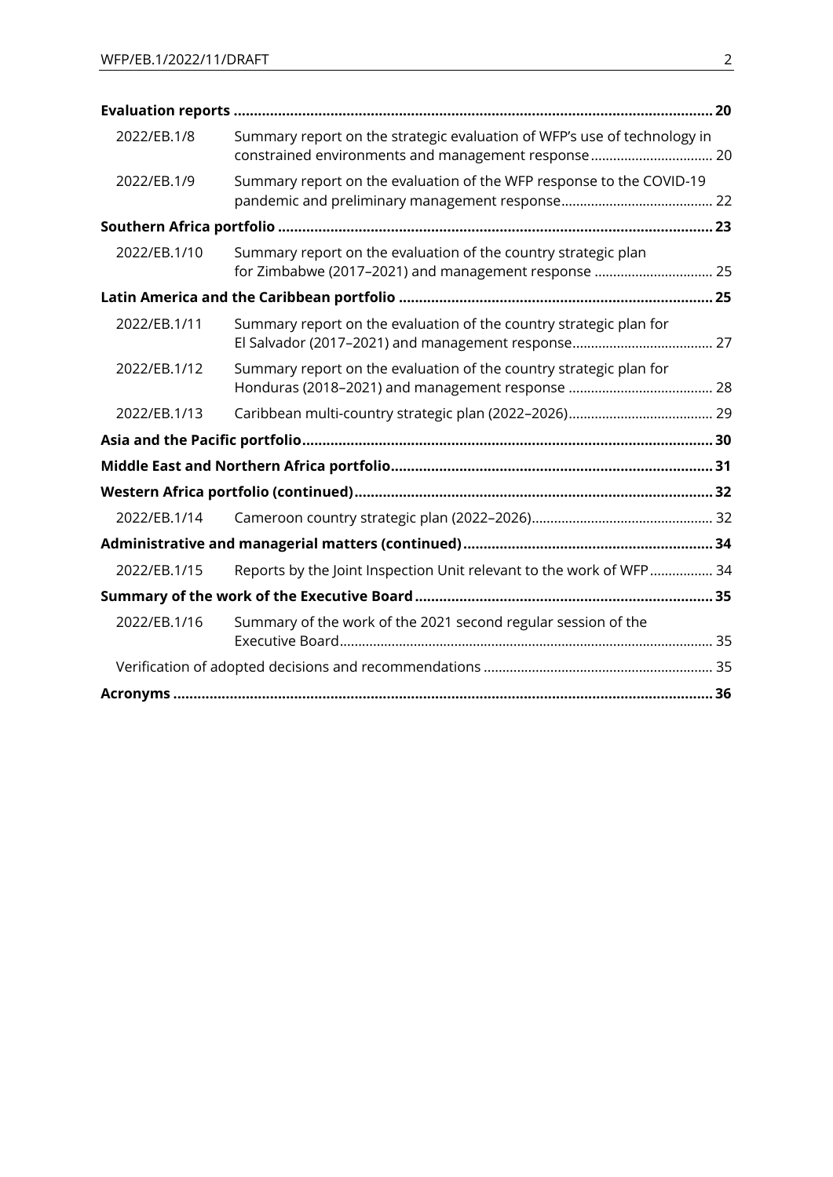| | | |
|---|---|---|
| **Evaluation reports** | | **20** |
| 2022/EB.1/8 | Summary report on the strategic evaluation of WFP's use of technology in constrained environments and management response | 20 |
| 2022/EB.1/9 | Summary report on the evaluation of the WFP response to the COVID-19 pandemic and preliminary management response | 22 |
| **Southern Africa portfolio** | | **23** |
| 2022/EB.1/10 | Summary report on the evaluation of the country strategic plan for Zimbabwe (2017–2021) and management response | 25 |
| **Latin America and the Caribbean portfolio** | | **25** |
| 2022/EB.1/11 | Summary report on the evaluation of the country strategic plan for El Salvador (2017–2021) and management response | 27 |
| 2022/EB.1/12 | Summary report on the evaluation of the country strategic plan for Honduras (2018–2021) and management response | 28 |
| 2022/EB.1/13 | Caribbean multi-country strategic plan (2022–2026) | 29 |
| **Asia and the Pacific portfolio** | | **30** |
| **Middle East and Northern Africa portfolio** | | **31** |
| **Western Africa portfolio (continued)** | | **32** |
| 2022/EB.1/14 | Cameroon country strategic plan (2022–2026) | 32 |
| **Administrative and managerial matters (continued)** | | **34** |
| 2022/EB.1/15 | Reports by the Joint Inspection Unit relevant to the work of WFP | 34 |
| **Summary of the work of the Executive Board** | | **35** |
| 2022/EB.1/16 | Summary of the work of the 2021 second regular session of the Executive Board | 35 |
| | Verification of adopted decisions and recommendations | 35 |
| **Acronyms** | | **36** |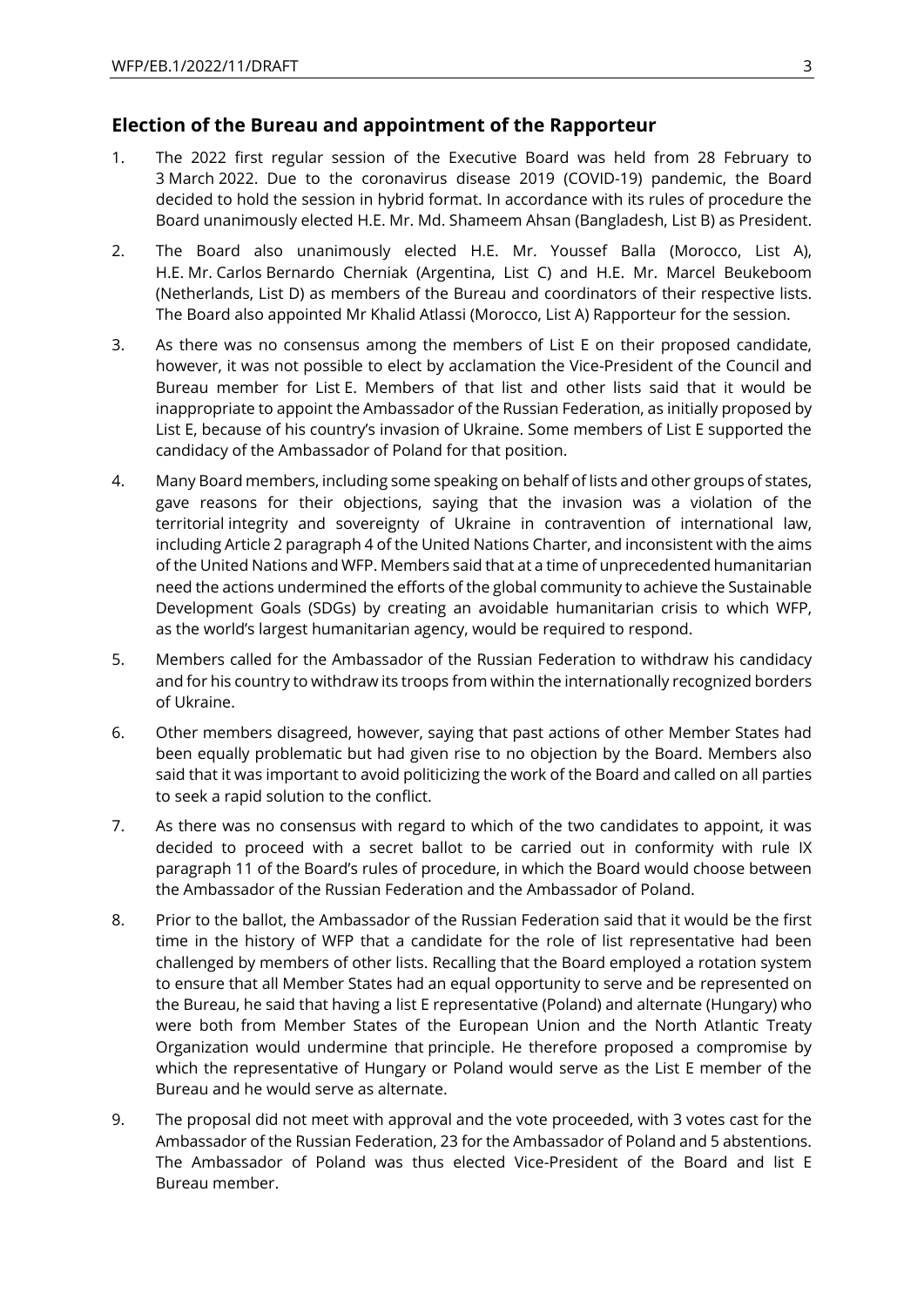## Election of the Bureau and appointment of the Rapporteur

1. The 2022 first regular session of the Executive Board was held from 28 February to 3 March 2022. Due to the coronavirus disease 2019 (COVID-19) pandemic, the Board decided to hold the session in hybrid format. In accordance with its rules of procedure the Board unanimously elected H.E. Mr. Md. Shameem Ahsan (Bangladesh, List B) as President.

2. The Board also unanimously elected H.E. Mr. Youssef Balla (Morocco, List A), H.E. Mr. Carlos Bernardo Cherniak (Argentina, List C) and H.E. Mr. Marcel Beukeboom (Netherlands, List D) as members of the Bureau and coordinators of their respective lists. The Board also appointed Mr Khalid Atlassi (Morocco, List A) Rapporteur for the session.

3. As there was no consensus among the members of List E on their proposed candidate, however, it was not possible to elect by acclamation the Vice-President of the Council and Bureau member for List E. Members of that list and other lists said that it would be inappropriate to appoint the Ambassador of the Russian Federation, as initially proposed by List E, because of his country's invasion of Ukraine. Some members of List E supported the candidacy of the Ambassador of Poland for that position.

4. Many Board members, including some speaking on behalf of lists and other groups of states, gave reasons for their objections, saying that the invasion was a violation of the territorial integrity and sovereignty of Ukraine in contravention of international law, including Article 2 paragraph 4 of the United Nations Charter, and inconsistent with the aims of the United Nations and WFP. Members said that at a time of unprecedented humanitarian need the actions undermined the efforts of the global community to achieve the Sustainable Development Goals (SDGs) by creating an avoidable humanitarian crisis to which WFP, as the world's largest humanitarian agency, would be required to respond.

5. Members called for the Ambassador of the Russian Federation to withdraw his candidacy and for his country to withdraw its troops from within the internationally recognized borders of Ukraine.

6. Other members disagreed, however, saying that past actions of other Member States had been equally problematic but had given rise to no objection by the Board. Members also said that it was important to avoid politicizing the work of the Board and called on all parties to seek a rapid solution to the conflict.

7. As there was no consensus with regard to which of the two candidates to appoint, it was decided to proceed with a secret ballot to be carried out in conformity with rule IX paragraph 11 of the Board's rules of procedure, in which the Board would choose between the Ambassador of the Russian Federation and the Ambassador of Poland.

8. Prior to the ballot, the Ambassador of the Russian Federation said that it would be the first time in the history of WFP that a candidate for the role of list representative had been challenged by members of other lists. Recalling that the Board employed a rotation system to ensure that all Member States had an equal opportunity to serve and be represented on the Bureau, he said that having a list E representative (Poland) and alternate (Hungary) who were both from Member States of the European Union and the North Atlantic Treaty Organization would undermine that principle. He therefore proposed a compromise by which the representative of Hungary or Poland would serve as the List E member of the Bureau and he would serve as alternate.

9. The proposal did not meet with approval and the vote proceeded, with 3 votes cast for the Ambassador of the Russian Federation, 23 for the Ambassador of Poland and 5 abstentions. The Ambassador of Poland was thus elected Vice-President of the Board and list E Bureau member.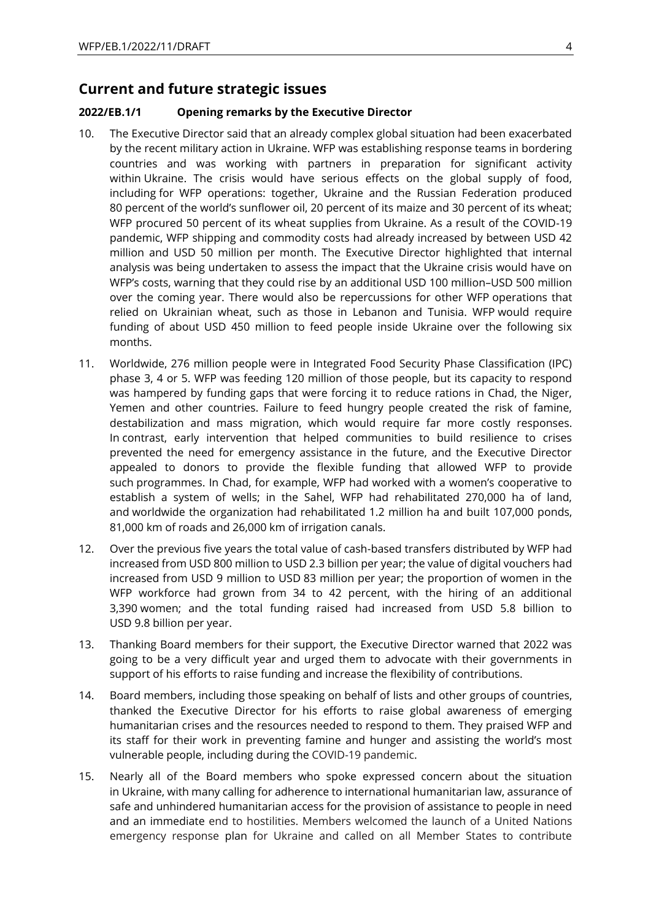## Current and future strategic issues

**2022/EB.1/1 Opening remarks by the Executive Director**

10. The Executive Director said that an already complex global situation had been exacerbated by the recent military action in Ukraine. WFP was establishing response teams in bordering countries and was working with partners in preparation for significant activity within Ukraine. The crisis would have serious effects on the global supply of food, including for WFP operations: together, Ukraine and the Russian Federation produced 80 percent of the world's sunflower oil, 20 percent of its maize and 30 percent of its wheat; WFP procured 50 percent of its wheat supplies from Ukraine. As a result of the COVID-19 pandemic, WFP shipping and commodity costs had already increased by between USD 42 million and USD 50 million per month. The Executive Director highlighted that internal analysis was being undertaken to assess the impact that the Ukraine crisis would have on WFP's costs, warning that they could rise by an additional USD 100 million–USD 500 million over the coming year. There would also be repercussions for other WFP operations that relied on Ukrainian wheat, such as those in Lebanon and Tunisia. WFP would require funding of about USD 450 million to feed people inside Ukraine over the following six months.

11. Worldwide, 276 million people were in Integrated Food Security Phase Classification (IPC) phase 3, 4 or 5. WFP was feeding 120 million of those people, but its capacity to respond was hampered by funding gaps that were forcing it to reduce rations in Chad, the Niger, Yemen and other countries. Failure to feed hungry people created the risk of famine, destabilization and mass migration, which would require far more costly responses. In contrast, early intervention that helped communities to build resilience to crises prevented the need for emergency assistance in the future, and the Executive Director appealed to donors to provide the flexible funding that allowed WFP to provide such programmes. In Chad, for example, WFP had worked with a women's cooperative to establish a system of wells; in the Sahel, WFP had rehabilitated 270,000 ha of land, and worldwide the organization had rehabilitated 1.2 million ha and built 107,000 ponds, 81,000 km of roads and 26,000 km of irrigation canals.

12. Over the previous five years the total value of cash-based transfers distributed by WFP had increased from USD 800 million to USD 2.3 billion per year; the value of digital vouchers had increased from USD 9 million to USD 83 million per year; the proportion of women in the WFP workforce had grown from 34 to 42 percent, with the hiring of an additional 3,390 women; and the total funding raised had increased from USD 5.8 billion to USD 9.8 billion per year.

13. Thanking Board members for their support, the Executive Director warned that 2022 was going to be a very difficult year and urged them to advocate with their governments in support of his efforts to raise funding and increase the flexibility of contributions.

14. Board members, including those speaking on behalf of lists and other groups of countries, thanked the Executive Director for his efforts to raise global awareness of emerging humanitarian crises and the resources needed to respond to them. They praised WFP and its staff for their work in preventing famine and hunger and assisting the world's most vulnerable people, including during the COVID-19 pandemic.

15. Nearly all of the Board members who spoke expressed concern about the situation in Ukraine, with many calling for adherence to international humanitarian law, assurance of safe and unhindered humanitarian access for the provision of assistance to people in need and an immediate end to hostilities. Members welcomed the launch of a United Nations emergency response plan for Ukraine and called on all Member States to contribute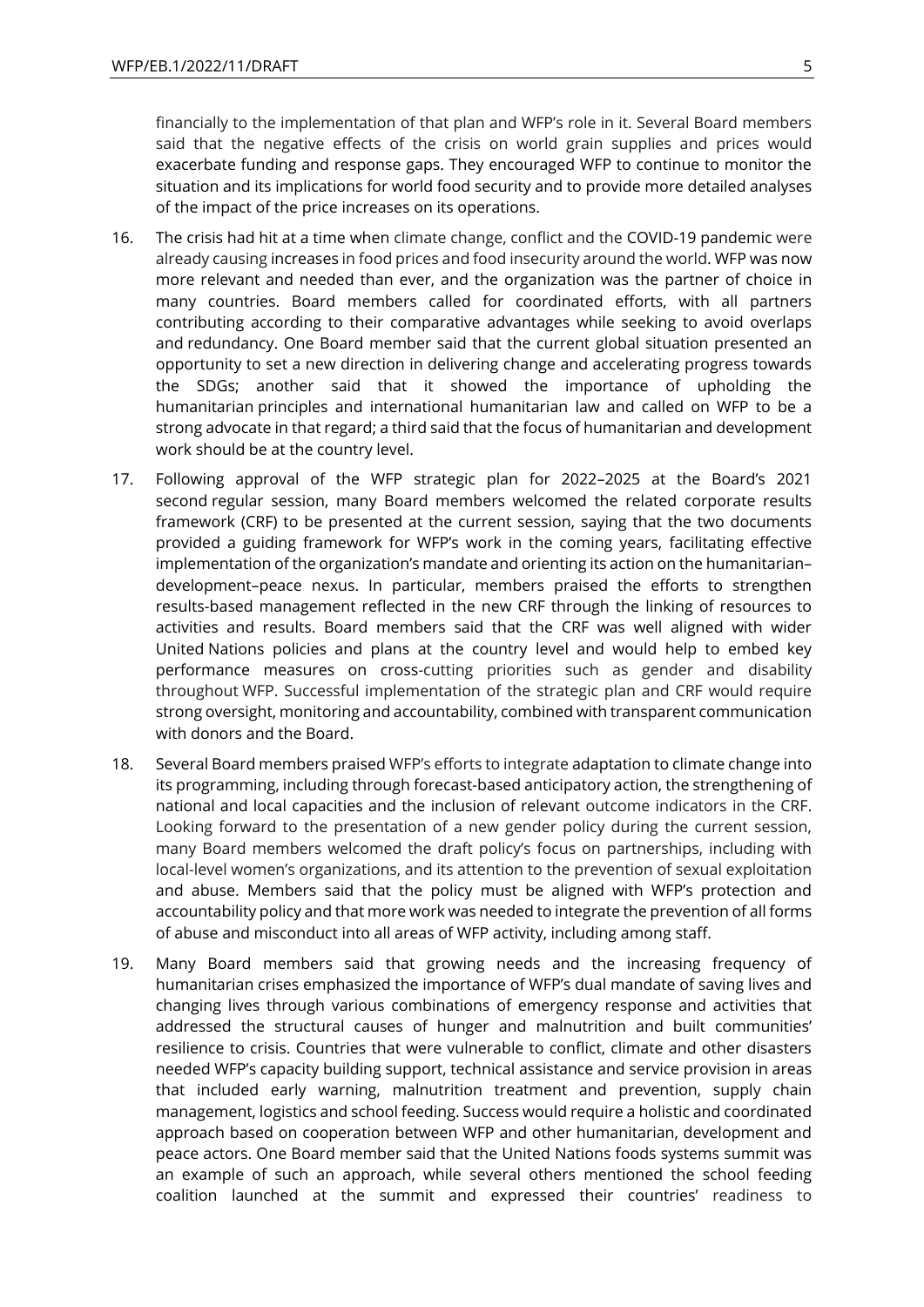financially to the implementation of that plan and WFP's role in it. Several Board members said that the negative effects of the crisis on world grain supplies and prices would exacerbate funding and response gaps. They encouraged WFP to continue to monitor the situation and its implications for world food security and to provide more detailed analyses of the impact of the price increases on its operations.

16. The crisis had hit at a time when climate change, conflict and the COVID-19 pandemic were already causing increases in food prices and food insecurity around the world. WFP was now more relevant and needed than ever, and the organization was the partner of choice in many countries. Board members called for coordinated efforts, with all partners contributing according to their comparative advantages while seeking to avoid overlaps and redundancy. One Board member said that the current global situation presented an opportunity to set a new direction in delivering change and accelerating progress towards the SDGs; another said that it showed the importance of upholding the humanitarian principles and international humanitarian law and called on WFP to be a strong advocate in that regard; a third said that the focus of humanitarian and development work should be at the country level.

17. Following approval of the WFP strategic plan for 2022–2025 at the Board's 2021 second regular session, many Board members welcomed the related corporate results framework (CRF) to be presented at the current session, saying that the two documents provided a guiding framework for WFP's work in the coming years, facilitating effective implementation of the organization's mandate and orienting its action on the humanitarian–development–peace nexus. In particular, members praised the efforts to strengthen results-based management reflected in the new CRF through the linking of resources to activities and results. Board members said that the CRF was well aligned with wider United Nations policies and plans at the country level and would help to embed key performance measures on cross-cutting priorities such as gender and disability throughout WFP. Successful implementation of the strategic plan and CRF would require strong oversight, monitoring and accountability, combined with transparent communication with donors and the Board.

18. Several Board members praised WFP's efforts to integrate adaptation to climate change into its programming, including through forecast-based anticipatory action, the strengthening of national and local capacities and the inclusion of relevant outcome indicators in the CRF. Looking forward to the presentation of a new gender policy during the current session, many Board members welcomed the draft policy's focus on partnerships, including with local-level women's organizations, and its attention to the prevention of sexual exploitation and abuse. Members said that the policy must be aligned with WFP's protection and accountability policy and that more work was needed to integrate the prevention of all forms of abuse and misconduct into all areas of WFP activity, including among staff.

19. Many Board members said that growing needs and the increasing frequency of humanitarian crises emphasized the importance of WFP's dual mandate of saving lives and changing lives through various combinations of emergency response and activities that addressed the structural causes of hunger and malnutrition and built communities' resilience to crisis. Countries that were vulnerable to conflict, climate and other disasters needed WFP's capacity building support, technical assistance and service provision in areas that included early warning, malnutrition treatment and prevention, supply chain management, logistics and school feeding. Success would require a holistic and coordinated approach based on cooperation between WFP and other humanitarian, development and peace actors. One Board member said that the United Nations foods systems summit was an example of such an approach, while several others mentioned the school feeding coalition launched at the summit and expressed their countries' readiness to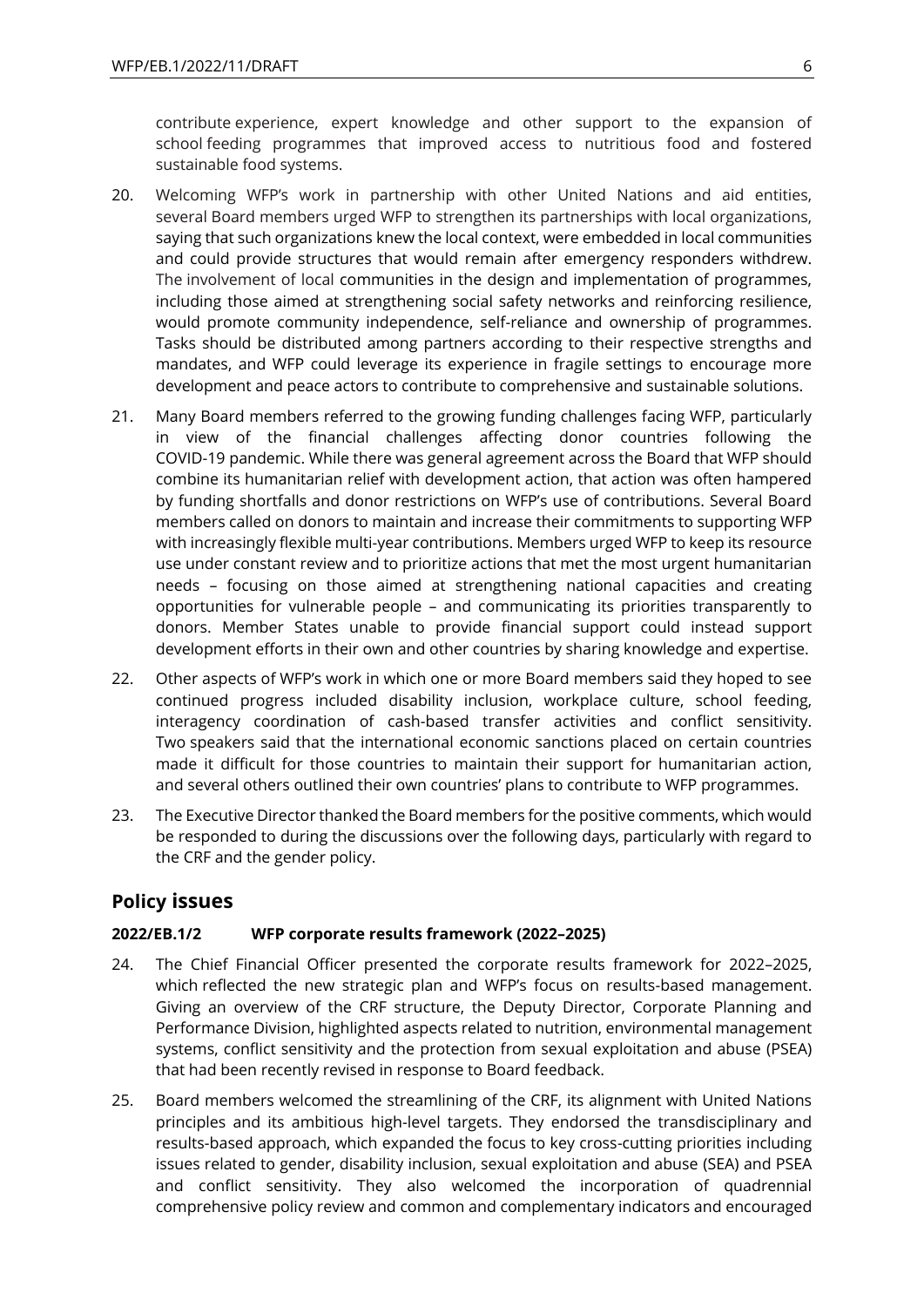contribute experience, expert knowledge and other support to the expansion of school feeding programmes that improved access to nutritious food and fostered sustainable food systems.

20. Welcoming WFP's work in partnership with other United Nations and aid entities, several Board members urged WFP to strengthen its partnerships with local organizations, saying that such organizations knew the local context, were embedded in local communities and could provide structures that would remain after emergency responders withdrew. The involvement of local communities in the design and implementation of programmes, including those aimed at strengthening social safety networks and reinforcing resilience, would promote community independence, self-reliance and ownership of programmes. Tasks should be distributed among partners according to their respective strengths and mandates, and WFP could leverage its experience in fragile settings to encourage more development and peace actors to contribute to comprehensive and sustainable solutions.

21. Many Board members referred to the growing funding challenges facing WFP, particularly in view of the financial challenges affecting donor countries following the COVID-19 pandemic. While there was general agreement across the Board that WFP should combine its humanitarian relief with development action, that action was often hampered by funding shortfalls and donor restrictions on WFP's use of contributions. Several Board members called on donors to maintain and increase their commitments to supporting WFP with increasingly flexible multi-year contributions. Members urged WFP to keep its resource use under constant review and to prioritize actions that met the most urgent humanitarian needs – focusing on those aimed at strengthening national capacities and creating opportunities for vulnerable people – and communicating its priorities transparently to donors. Member States unable to provide financial support could instead support development efforts in their own and other countries by sharing knowledge and expertise.

22. Other aspects of WFP's work in which one or more Board members said they hoped to see continued progress included disability inclusion, workplace culture, school feeding, interagency coordination of cash-based transfer activities and conflict sensitivity. Two speakers said that the international economic sanctions placed on certain countries made it difficult for those countries to maintain their support for humanitarian action, and several others outlined their own countries' plans to contribute to WFP programmes.

23. The Executive Director thanked the Board members for the positive comments, which would be responded to during the discussions over the following days, particularly with regard to the CRF and the gender policy.

## Policy issues

### 2022/EB.1/2 WFP corporate results framework (2022–2025)

24. The Chief Financial Officer presented the corporate results framework for 2022–2025, which reflected the new strategic plan and WFP's focus on results-based management. Giving an overview of the CRF structure, the Deputy Director, Corporate Planning and Performance Division, highlighted aspects related to nutrition, environmental management systems, conflict sensitivity and the protection from sexual exploitation and abuse (PSEA) that had been recently revised in response to Board feedback.

25. Board members welcomed the streamlining of the CRF, its alignment with United Nations principles and its ambitious high-level targets. They endorsed the transdisciplinary and results-based approach, which expanded the focus to key cross-cutting priorities including issues related to gender, disability inclusion, sexual exploitation and abuse (SEA) and PSEA and conflict sensitivity. They also welcomed the incorporation of quadrennial comprehensive policy review and common and complementary indicators and encouraged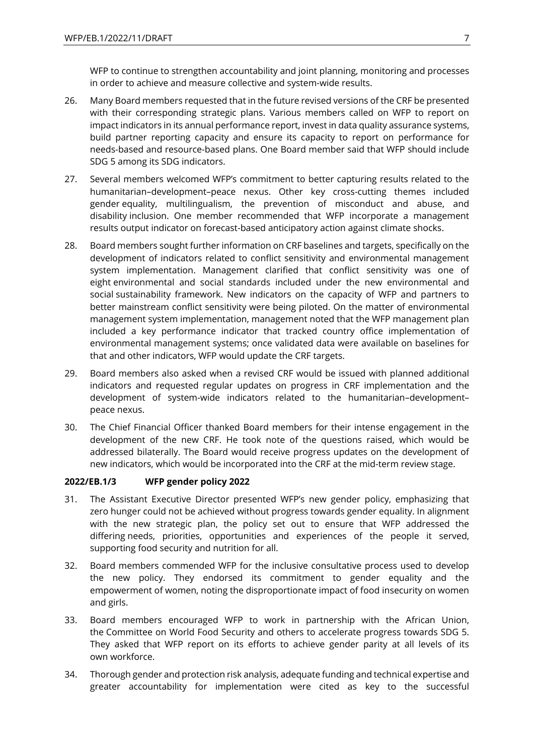WFP to continue to strengthen accountability and joint planning, monitoring and processes in order to achieve and measure collective and system-wide results.

26. Many Board members requested that in the future revised versions of the CRF be presented with their corresponding strategic plans. Various members called on WFP to report on impact indicators in its annual performance report, invest in data quality assurance systems, build partner reporting capacity and ensure its capacity to report on performance for needs-based and resource-based plans. One Board member said that WFP should include SDG 5 among its SDG indicators.

27. Several members welcomed WFP's commitment to better capturing results related to the humanitarian–development–peace nexus. Other key cross-cutting themes included gender equality, multilingualism, the prevention of misconduct and abuse, and disability inclusion. One member recommended that WFP incorporate a management results output indicator on forecast-based anticipatory action against climate shocks.

28. Board members sought further information on CRF baselines and targets, specifically on the development of indicators related to conflict sensitivity and environmental management system implementation. Management clarified that conflict sensitivity was one of eight environmental and social standards included under the new environmental and social sustainability framework. New indicators on the capacity of WFP and partners to better mainstream conflict sensitivity were being piloted. On the matter of environmental management system implementation, management noted that the WFP management plan included a key performance indicator that tracked country office implementation of environmental management systems; once validated data were available on baselines for that and other indicators, WFP would update the CRF targets.

29. Board members also asked when a revised CRF would be issued with planned additional indicators and requested regular updates on progress in CRF implementation and the development of system-wide indicators related to the humanitarian–development–peace nexus.

30. The Chief Financial Officer thanked Board members for their intense engagement in the development of the new CRF. He took note of the questions raised, which would be addressed bilaterally. The Board would receive progress updates on the development of new indicators, which would be incorporated into the CRF at the mid-term review stage.

**2022/EB.1/3 WFP gender policy 2022**

31. The Assistant Executive Director presented WFP's new gender policy, emphasizing that zero hunger could not be achieved without progress towards gender equality. In alignment with the new strategic plan, the policy set out to ensure that WFP addressed the differing needs, priorities, opportunities and experiences of the people it served, supporting food security and nutrition for all.

32. Board members commended WFP for the inclusive consultative process used to develop the new policy. They endorsed its commitment to gender equality and the empowerment of women, noting the disproportionate impact of food insecurity on women and girls.

33. Board members encouraged WFP to work in partnership with the African Union, the Committee on World Food Security and others to accelerate progress towards SDG 5. They asked that WFP report on its efforts to achieve gender parity at all levels of its own workforce.

34. Thorough gender and protection risk analysis, adequate funding and technical expertise and greater accountability for implementation were cited as key to the successful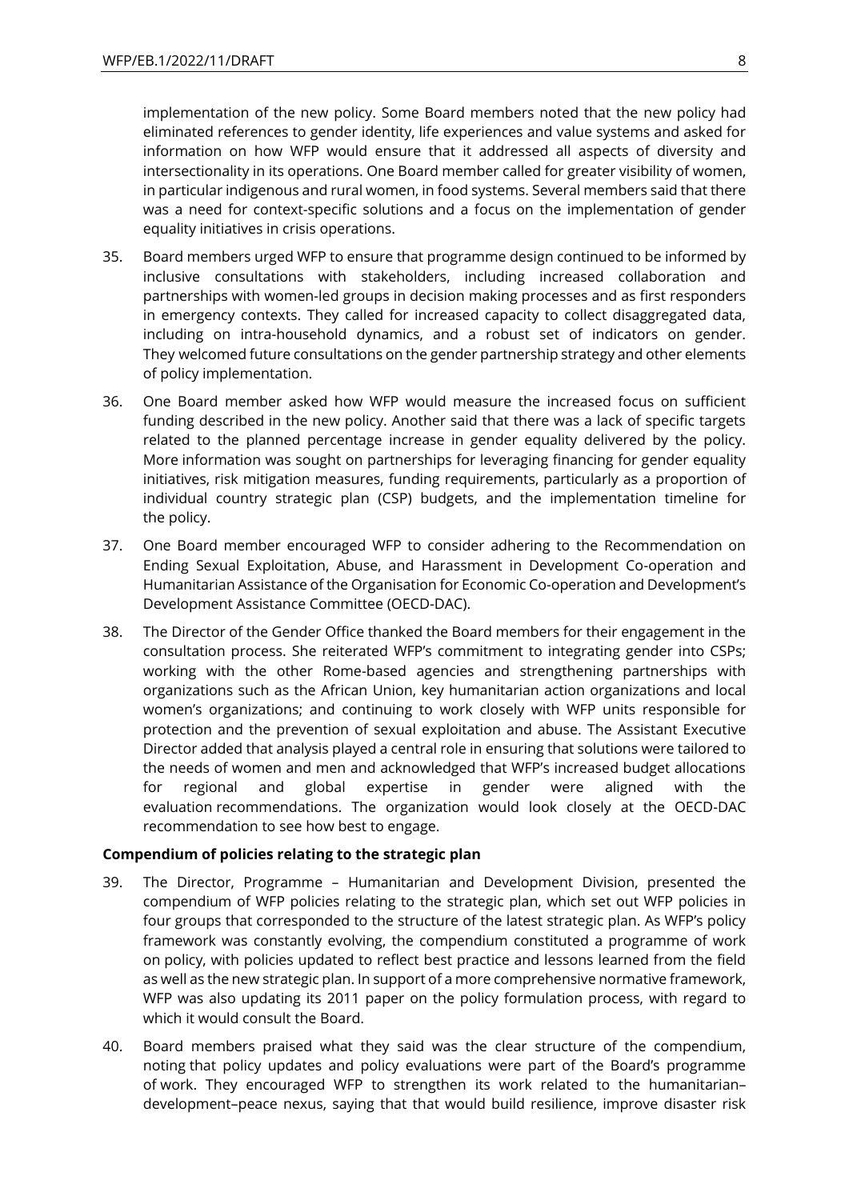implementation of the new policy. Some Board members noted that the new policy had eliminated references to gender identity, life experiences and value systems and asked for information on how WFP would ensure that it addressed all aspects of diversity and intersectionality in its operations. One Board member called for greater visibility of women, in particular indigenous and rural women, in food systems. Several members said that there was a need for context-specific solutions and a focus on the implementation of gender equality initiatives in crisis operations.

35. Board members urged WFP to ensure that programme design continued to be informed by inclusive consultations with stakeholders, including increased collaboration and partnerships with women-led groups in decision making processes and as first responders in emergency contexts. They called for increased capacity to collect disaggregated data, including on intra-household dynamics, and a robust set of indicators on gender. They welcomed future consultations on the gender partnership strategy and other elements of policy implementation.

36. One Board member asked how WFP would measure the increased focus on sufficient funding described in the new policy. Another said that there was a lack of specific targets related to the planned percentage increase in gender equality delivered by the policy. More information was sought on partnerships for leveraging financing for gender equality initiatives, risk mitigation measures, funding requirements, particularly as a proportion of individual country strategic plan (CSP) budgets, and the implementation timeline for the policy.

37. One Board member encouraged WFP to consider adhering to the Recommendation on Ending Sexual Exploitation, Abuse, and Harassment in Development Co-operation and Humanitarian Assistance of the Organisation for Economic Co-operation and Development's Development Assistance Committee (OECD-DAC).

38. The Director of the Gender Office thanked the Board members for their engagement in the consultation process. She reiterated WFP's commitment to integrating gender into CSPs; working with the other Rome-based agencies and strengthening partnerships with organizations such as the African Union, key humanitarian action organizations and local women's organizations; and continuing to work closely with WFP units responsible for protection and the prevention of sexual exploitation and abuse. The Assistant Executive Director added that analysis played a central role in ensuring that solutions were tailored to the needs of women and men and acknowledged that WFP's increased budget allocations for regional and global expertise in gender were aligned with the evaluation recommendations. The organization would look closely at the OECD-DAC recommendation to see how best to engage.

**Compendium of policies relating to the strategic plan**

39. The Director, Programme – Humanitarian and Development Division, presented the compendium of WFP policies relating to the strategic plan, which set out WFP policies in four groups that corresponded to the structure of the latest strategic plan. As WFP's policy framework was constantly evolving, the compendium constituted a programme of work on policy, with policies updated to reflect best practice and lessons learned from the field as well as the new strategic plan. In support of a more comprehensive normative framework, WFP was also updating its 2011 paper on the policy formulation process, with regard to which it would consult the Board.

40. Board members praised what they said was the clear structure of the compendium, noting that policy updates and policy evaluations were part of the Board's programme of work. They encouraged WFP to strengthen its work related to the humanitarian–development–peace nexus, saying that that would build resilience, improve disaster risk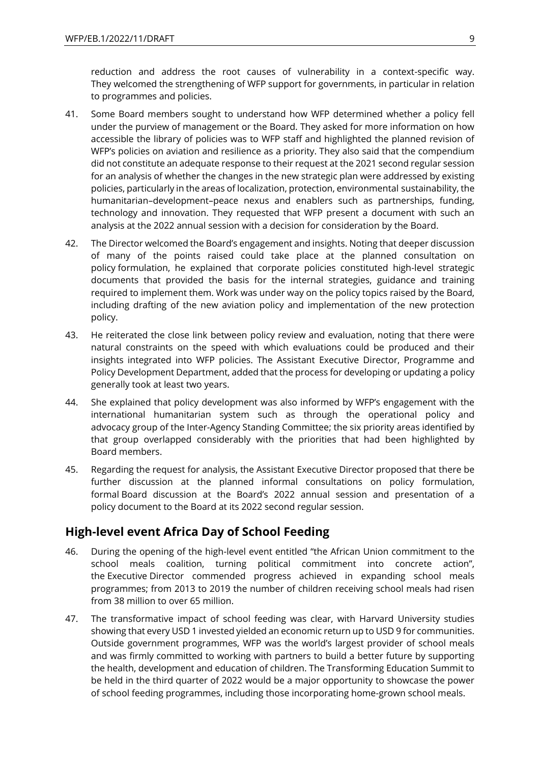reduction and address the root causes of vulnerability in a context-specific way. They welcomed the strengthening of WFP support for governments, in particular in relation to programmes and policies.

41. Some Board members sought to understand how WFP determined whether a policy fell under the purview of management or the Board. They asked for more information on how accessible the library of policies was to WFP staff and highlighted the planned revision of WFP's policies on aviation and resilience as a priority. They also said that the compendium did not constitute an adequate response to their request at the 2021 second regular session for an analysis of whether the changes in the new strategic plan were addressed by existing policies, particularly in the areas of localization, protection, environmental sustainability, the humanitarian–development–peace nexus and enablers such as partnerships, funding, technology and innovation. They requested that WFP present a document with such an analysis at the 2022 annual session with a decision for consideration by the Board.

42. The Director welcomed the Board's engagement and insights. Noting that deeper discussion of many of the points raised could take place at the planned consultation on policy formulation, he explained that corporate policies constituted high-level strategic documents that provided the basis for the internal strategies, guidance and training required to implement them. Work was under way on the policy topics raised by the Board, including drafting of the new aviation policy and implementation of the new protection policy.

43. He reiterated the close link between policy review and evaluation, noting that there were natural constraints on the speed with which evaluations could be produced and their insights integrated into WFP policies. The Assistant Executive Director, Programme and Policy Development Department, added that the process for developing or updating a policy generally took at least two years.

44. She explained that policy development was also informed by WFP's engagement with the international humanitarian system such as through the operational policy and advocacy group of the Inter-Agency Standing Committee; the six priority areas identified by that group overlapped considerably with the priorities that had been highlighted by Board members.

45. Regarding the request for analysis, the Assistant Executive Director proposed that there be further discussion at the planned informal consultations on policy formulation, formal Board discussion at the Board's 2022 annual session and presentation of a policy document to the Board at its 2022 second regular session.

## High-level event Africa Day of School Feeding

46. During the opening of the high-level event entitled "the African Union commitment to the school meals coalition, turning political commitment into concrete action", the Executive Director commended progress achieved in expanding school meals programmes; from 2013 to 2019 the number of children receiving school meals had risen from 38 million to over 65 million.

47. The transformative impact of school feeding was clear, with Harvard University studies showing that every USD 1 invested yielded an economic return up to USD 9 for communities. Outside government programmes, WFP was the world's largest provider of school meals and was firmly committed to working with partners to build a better future by supporting the health, development and education of children. The Transforming Education Summit to be held in the third quarter of 2022 would be a major opportunity to showcase the power of school feeding programmes, including those incorporating home-grown school meals.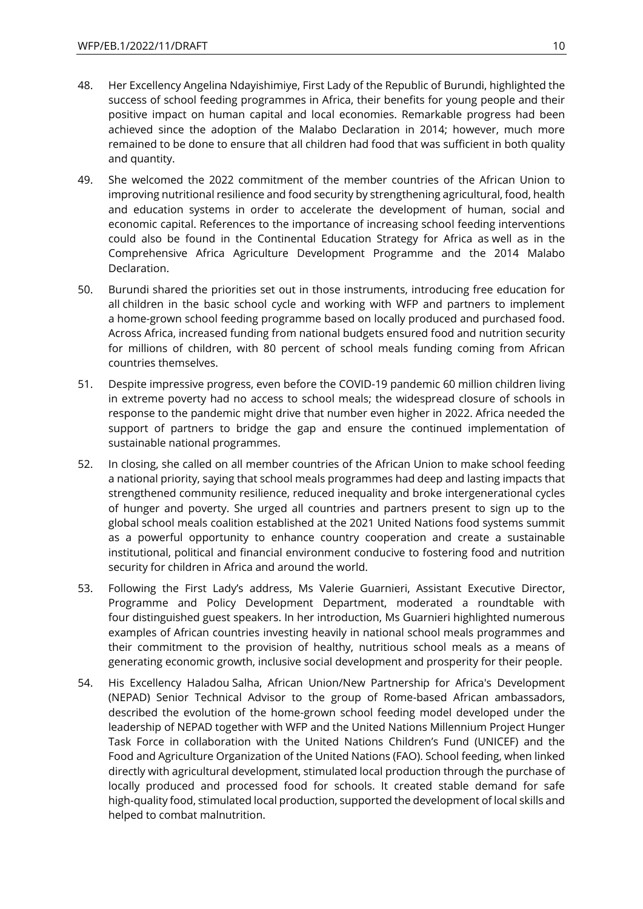48. Her Excellency Angelina Ndayishimiye, First Lady of the Republic of Burundi, highlighted the success of school feeding programmes in Africa, their benefits for young people and their positive impact on human capital and local economies. Remarkable progress had been achieved since the adoption of the Malabo Declaration in 2014; however, much more remained to be done to ensure that all children had food that was sufficient in both quality and quantity.

49. She welcomed the 2022 commitment of the member countries of the African Union to improving nutritional resilience and food security by strengthening agricultural, food, health and education systems in order to accelerate the development of human, social and economic capital. References to the importance of increasing school feeding interventions could also be found in the Continental Education Strategy for Africa as well as in the Comprehensive Africa Agriculture Development Programme and the 2014 Malabo Declaration.

50. Burundi shared the priorities set out in those instruments, introducing free education for all children in the basic school cycle and working with WFP and partners to implement a home-grown school feeding programme based on locally produced and purchased food. Across Africa, increased funding from national budgets ensured food and nutrition security for millions of children, with 80 percent of school meals funding coming from African countries themselves.

51. Despite impressive progress, even before the COVID-19 pandemic 60 million children living in extreme poverty had no access to school meals; the widespread closure of schools in response to the pandemic might drive that number even higher in 2022. Africa needed the support of partners to bridge the gap and ensure the continued implementation of sustainable national programmes.

52. In closing, she called on all member countries of the African Union to make school feeding a national priority, saying that school meals programmes had deep and lasting impacts that strengthened community resilience, reduced inequality and broke intergenerational cycles of hunger and poverty. She urged all countries and partners present to sign up to the global school meals coalition established at the 2021 United Nations food systems summit as a powerful opportunity to enhance country cooperation and create a sustainable institutional, political and financial environment conducive to fostering food and nutrition security for children in Africa and around the world.

53. Following the First Lady's address, Ms Valerie Guarnieri, Assistant Executive Director, Programme and Policy Development Department, moderated a roundtable with four distinguished guest speakers. In her introduction, Ms Guarnieri highlighted numerous examples of African countries investing heavily in national school meals programmes and their commitment to the provision of healthy, nutritious school meals as a means of generating economic growth, inclusive social development and prosperity for their people.

54. His Excellency Haladou Salha, African Union/New Partnership for Africa's Development (NEPAD) Senior Technical Advisor to the group of Rome-based African ambassadors, described the evolution of the home-grown school feeding model developed under the leadership of NEPAD together with WFP and the United Nations Millennium Project Hunger Task Force in collaboration with the United Nations Children's Fund (UNICEF) and the Food and Agriculture Organization of the United Nations (FAO). School feeding, when linked directly with agricultural development, stimulated local production through the purchase of locally produced and processed food for schools. It created stable demand for safe high-quality food, stimulated local production, supported the development of local skills and helped to combat malnutrition.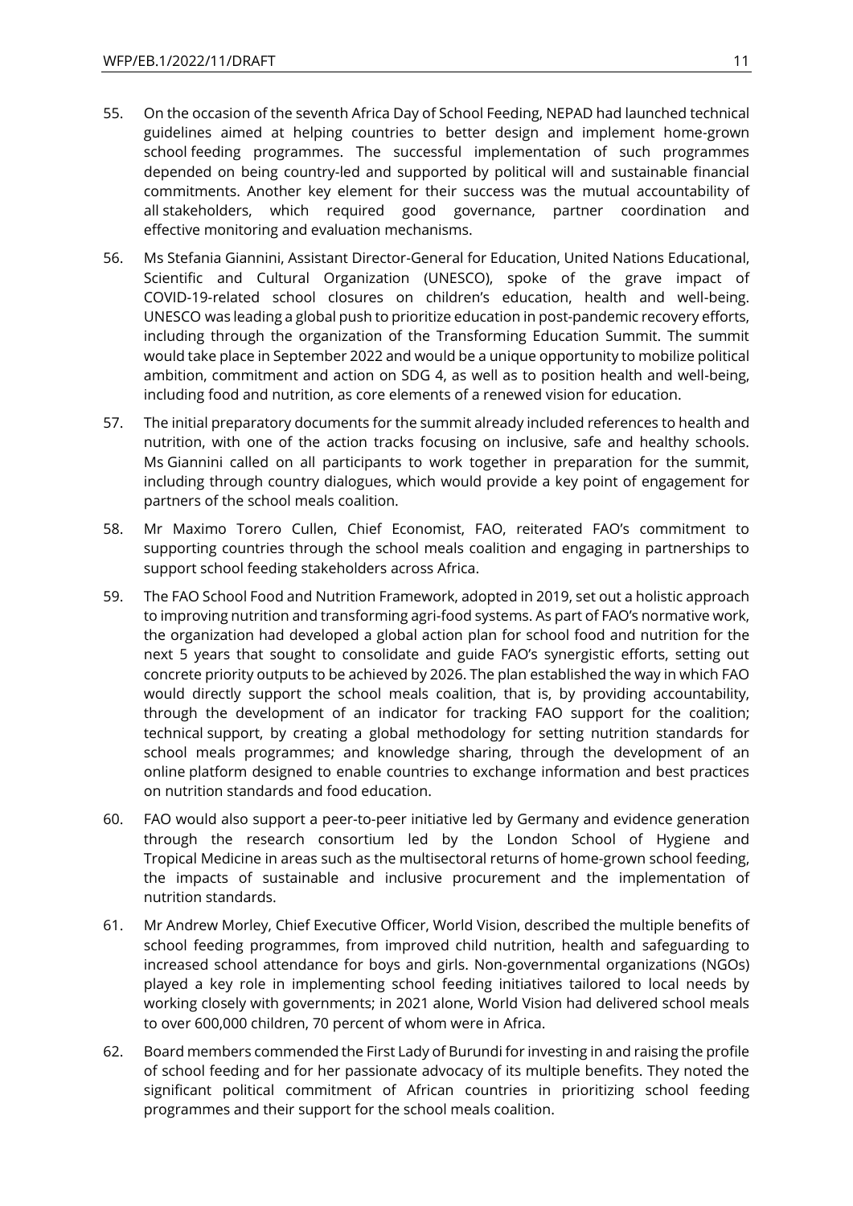55. On the occasion of the seventh Africa Day of School Feeding, NEPAD had launched technical guidelines aimed at helping countries to better design and implement home-grown school feeding programmes. The successful implementation of such programmes depended on being country-led and supported by political will and sustainable financial commitments. Another key element for their success was the mutual accountability of all stakeholders, which required good governance, partner coordination and effective monitoring and evaluation mechanisms.

56. Ms Stefania Giannini, Assistant Director-General for Education, United Nations Educational, Scientific and Cultural Organization (UNESCO), spoke of the grave impact of COVID-19-related school closures on children's education, health and well-being. UNESCO was leading a global push to prioritize education in post-pandemic recovery efforts, including through the organization of the Transforming Education Summit. The summit would take place in September 2022 and would be a unique opportunity to mobilize political ambition, commitment and action on SDG 4, as well as to position health and well-being, including food and nutrition, as core elements of a renewed vision for education.

57. The initial preparatory documents for the summit already included references to health and nutrition, with one of the action tracks focusing on inclusive, safe and healthy schools. Ms Giannini called on all participants to work together in preparation for the summit, including through country dialogues, which would provide a key point of engagement for partners of the school meals coalition.

58. Mr Maximo Torero Cullen, Chief Economist, FAO, reiterated FAO's commitment to supporting countries through the school meals coalition and engaging in partnerships to support school feeding stakeholders across Africa.

59. The FAO School Food and Nutrition Framework, adopted in 2019, set out a holistic approach to improving nutrition and transforming agri-food systems. As part of FAO's normative work, the organization had developed a global action plan for school food and nutrition for the next 5 years that sought to consolidate and guide FAO's synergistic efforts, setting out concrete priority outputs to be achieved by 2026. The plan established the way in which FAO would directly support the school meals coalition, that is, by providing accountability, through the development of an indicator for tracking FAO support for the coalition; technical support, by creating a global methodology for setting nutrition standards for school meals programmes; and knowledge sharing, through the development of an online platform designed to enable countries to exchange information and best practices on nutrition standards and food education.

60. FAO would also support a peer-to-peer initiative led by Germany and evidence generation through the research consortium led by the London School of Hygiene and Tropical Medicine in areas such as the multisectoral returns of home-grown school feeding, the impacts of sustainable and inclusive procurement and the implementation of nutrition standards.

61. Mr Andrew Morley, Chief Executive Officer, World Vision, described the multiple benefits of school feeding programmes, from improved child nutrition, health and safeguarding to increased school attendance for boys and girls. Non-governmental organizations (NGOs) played a key role in implementing school feeding initiatives tailored to local needs by working closely with governments; in 2021 alone, World Vision had delivered school meals to over 600,000 children, 70 percent of whom were in Africa.

62. Board members commended the First Lady of Burundi for investing in and raising the profile of school feeding and for her passionate advocacy of its multiple benefits. They noted the significant political commitment of African countries in prioritizing school feeding programmes and their support for the school meals coalition.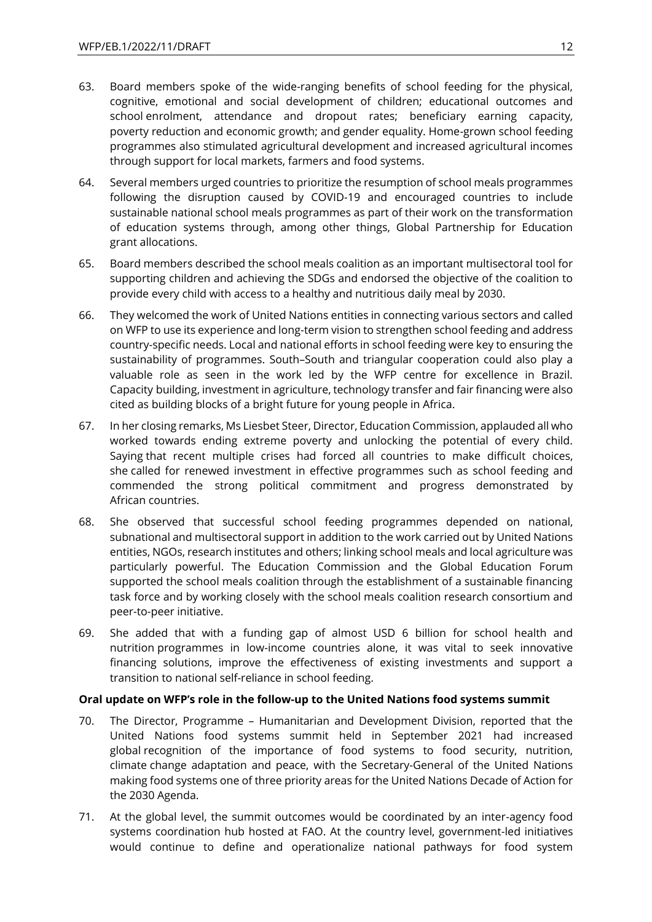63. Board members spoke of the wide-ranging benefits of school feeding for the physical, cognitive, emotional and social development of children; educational outcomes and school enrolment, attendance and dropout rates; beneficiary earning capacity, poverty reduction and economic growth; and gender equality. Home-grown school feeding programmes also stimulated agricultural development and increased agricultural incomes through support for local markets, farmers and food systems.

64. Several members urged countries to prioritize the resumption of school meals programmes following the disruption caused by COVID-19 and encouraged countries to include sustainable national school meals programmes as part of their work on the transformation of education systems through, among other things, Global Partnership for Education grant allocations.

65. Board members described the school meals coalition as an important multisectoral tool for supporting children and achieving the SDGs and endorsed the objective of the coalition to provide every child with access to a healthy and nutritious daily meal by 2030.

66. They welcomed the work of United Nations entities in connecting various sectors and called on WFP to use its experience and long-term vision to strengthen school feeding and address country-specific needs. Local and national efforts in school feeding were key to ensuring the sustainability of programmes. South–South and triangular cooperation could also play a valuable role as seen in the work led by the WFP centre for excellence in Brazil. Capacity building, investment in agriculture, technology transfer and fair financing were also cited as building blocks of a bright future for young people in Africa.

67. In her closing remarks, Ms Liesbet Steer, Director, Education Commission, applauded all who worked towards ending extreme poverty and unlocking the potential of every child. Saying that recent multiple crises had forced all countries to make difficult choices, she called for renewed investment in effective programmes such as school feeding and commended the strong political commitment and progress demonstrated by African countries.

68. She observed that successful school feeding programmes depended on national, subnational and multisectoral support in addition to the work carried out by United Nations entities, NGOs, research institutes and others; linking school meals and local agriculture was particularly powerful. The Education Commission and the Global Education Forum supported the school meals coalition through the establishment of a sustainable financing task force and by working closely with the school meals coalition research consortium and peer-to-peer initiative.

69. She added that with a funding gap of almost USD 6 billion for school health and nutrition programmes in low-income countries alone, it was vital to seek innovative financing solutions, improve the effectiveness of existing investments and support a transition to national self-reliance in school feeding.

**Oral update on WFP's role in the follow-up to the United Nations food systems summit**

70. The Director, Programme – Humanitarian and Development Division, reported that the United Nations food systems summit held in September 2021 had increased global recognition of the importance of food systems to food security, nutrition, climate change adaptation and peace, with the Secretary-General of the United Nations making food systems one of three priority areas for the United Nations Decade of Action for the 2030 Agenda.

71. At the global level, the summit outcomes would be coordinated by an inter-agency food systems coordination hub hosted at FAO. At the country level, government-led initiatives would continue to define and operationalize national pathways for food system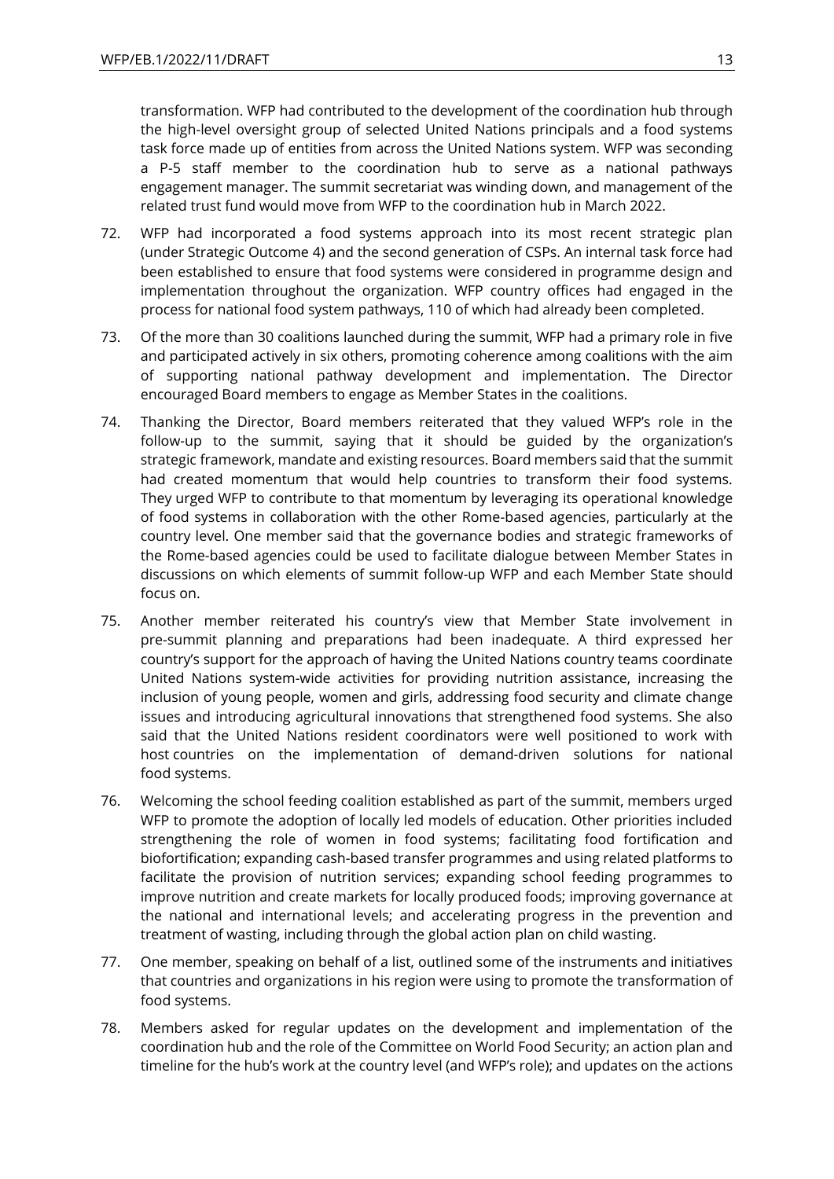transformation. WFP had contributed to the development of the coordination hub through the high-level oversight group of selected United Nations principals and a food systems task force made up of entities from across the United Nations system. WFP was seconding a P-5 staff member to the coordination hub to serve as a national pathways engagement manager. The summit secretariat was winding down, and management of the related trust fund would move from WFP to the coordination hub in March 2022.

72. WFP had incorporated a food systems approach into its most recent strategic plan (under Strategic Outcome 4) and the second generation of CSPs. An internal task force had been established to ensure that food systems were considered in programme design and implementation throughout the organization. WFP country offices had engaged in the process for national food system pathways, 110 of which had already been completed.

73. Of the more than 30 coalitions launched during the summit, WFP had a primary role in five and participated actively in six others, promoting coherence among coalitions with the aim of supporting national pathway development and implementation. The Director encouraged Board members to engage as Member States in the coalitions.

74. Thanking the Director, Board members reiterated that they valued WFP's role in the follow-up to the summit, saying that it should be guided by the organization's strategic framework, mandate and existing resources. Board members said that the summit had created momentum that would help countries to transform their food systems. They urged WFP to contribute to that momentum by leveraging its operational knowledge of food systems in collaboration with the other Rome-based agencies, particularly at the country level. One member said that the governance bodies and strategic frameworks of the Rome-based agencies could be used to facilitate dialogue between Member States in discussions on which elements of summit follow-up WFP and each Member State should focus on.

75. Another member reiterated his country's view that Member State involvement in pre-summit planning and preparations had been inadequate. A third expressed her country's support for the approach of having the United Nations country teams coordinate United Nations system-wide activities for providing nutrition assistance, increasing the inclusion of young people, women and girls, addressing food security and climate change issues and introducing agricultural innovations that strengthened food systems. She also said that the United Nations resident coordinators were well positioned to work with host countries on the implementation of demand-driven solutions for national food systems.

76. Welcoming the school feeding coalition established as part of the summit, members urged WFP to promote the adoption of locally led models of education. Other priorities included strengthening the role of women in food systems; facilitating food fortification and biofortification; expanding cash-based transfer programmes and using related platforms to facilitate the provision of nutrition services; expanding school feeding programmes to improve nutrition and create markets for locally produced foods; improving governance at the national and international levels; and accelerating progress in the prevention and treatment of wasting, including through the global action plan on child wasting.

77. One member, speaking on behalf of a list, outlined some of the instruments and initiatives that countries and organizations in his region were using to promote the transformation of food systems.

78. Members asked for regular updates on the development and implementation of the coordination hub and the role of the Committee on World Food Security; an action plan and timeline for the hub's work at the country level (and WFP's role); and updates on the actions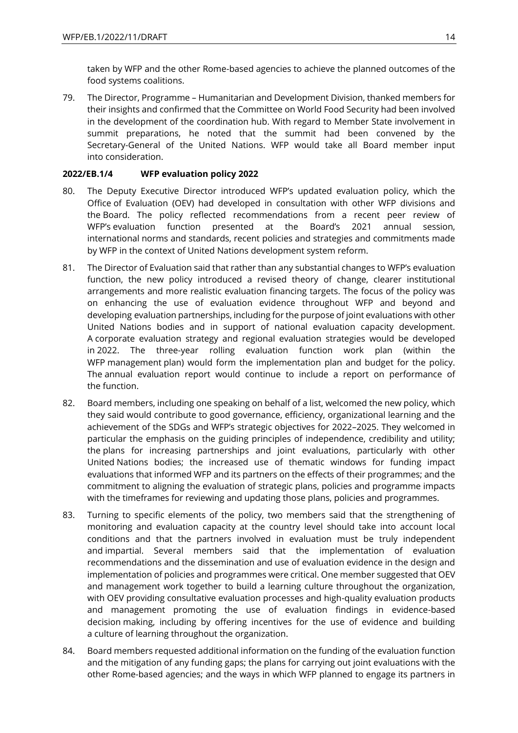taken by WFP and the other Rome-based agencies to achieve the planned outcomes of the food systems coalitions.

79. The Director, Programme – Humanitarian and Development Division, thanked members for their insights and confirmed that the Committee on World Food Security had been involved in the development of the coordination hub. With regard to Member State involvement in summit preparations, he noted that the summit had been convened by the Secretary-General of the United Nations. WFP would take all Board member input into consideration.

**2022/EB.1/4 WFP evaluation policy 2022**

80. The Deputy Executive Director introduced WFP's updated evaluation policy, which the Office of Evaluation (OEV) had developed in consultation with other WFP divisions and the Board. The policy reflected recommendations from a recent peer review of WFP's evaluation function presented at the Board's 2021 annual session, international norms and standards, recent policies and strategies and commitments made by WFP in the context of United Nations development system reform.

81. The Director of Evaluation said that rather than any substantial changes to WFP's evaluation function, the new policy introduced a revised theory of change, clearer institutional arrangements and more realistic evaluation financing targets. The focus of the policy was on enhancing the use of evaluation evidence throughout WFP and beyond and developing evaluation partnerships, including for the purpose of joint evaluations with other United Nations bodies and in support of national evaluation capacity development. A corporate evaluation strategy and regional evaluation strategies would be developed in 2022. The three-year rolling evaluation function work plan (within the WFP management plan) would form the implementation plan and budget for the policy. The annual evaluation report would continue to include a report on performance of the function.

82. Board members, including one speaking on behalf of a list, welcomed the new policy, which they said would contribute to good governance, efficiency, organizational learning and the achievement of the SDGs and WFP's strategic objectives for 2022–2025. They welcomed in particular the emphasis on the guiding principles of independence, credibility and utility; the plans for increasing partnerships and joint evaluations, particularly with other United Nations bodies; the increased use of thematic windows for funding impact evaluations that informed WFP and its partners on the effects of their programmes; and the commitment to aligning the evaluation of strategic plans, policies and programme impacts with the timeframes for reviewing and updating those plans, policies and programmes.

83. Turning to specific elements of the policy, two members said that the strengthening of monitoring and evaluation capacity at the country level should take into account local conditions and that the partners involved in evaluation must be truly independent and impartial. Several members said that the implementation of evaluation recommendations and the dissemination and use of evaluation evidence in the design and implementation of policies and programmes were critical. One member suggested that OEV and management work together to build a learning culture throughout the organization, with OEV providing consultative evaluation processes and high-quality evaluation products and management promoting the use of evaluation findings in evidence-based decision making, including by offering incentives for the use of evidence and building a culture of learning throughout the organization.

84. Board members requested additional information on the funding of the evaluation function and the mitigation of any funding gaps; the plans for carrying out joint evaluations with the other Rome-based agencies; and the ways in which WFP planned to engage its partners in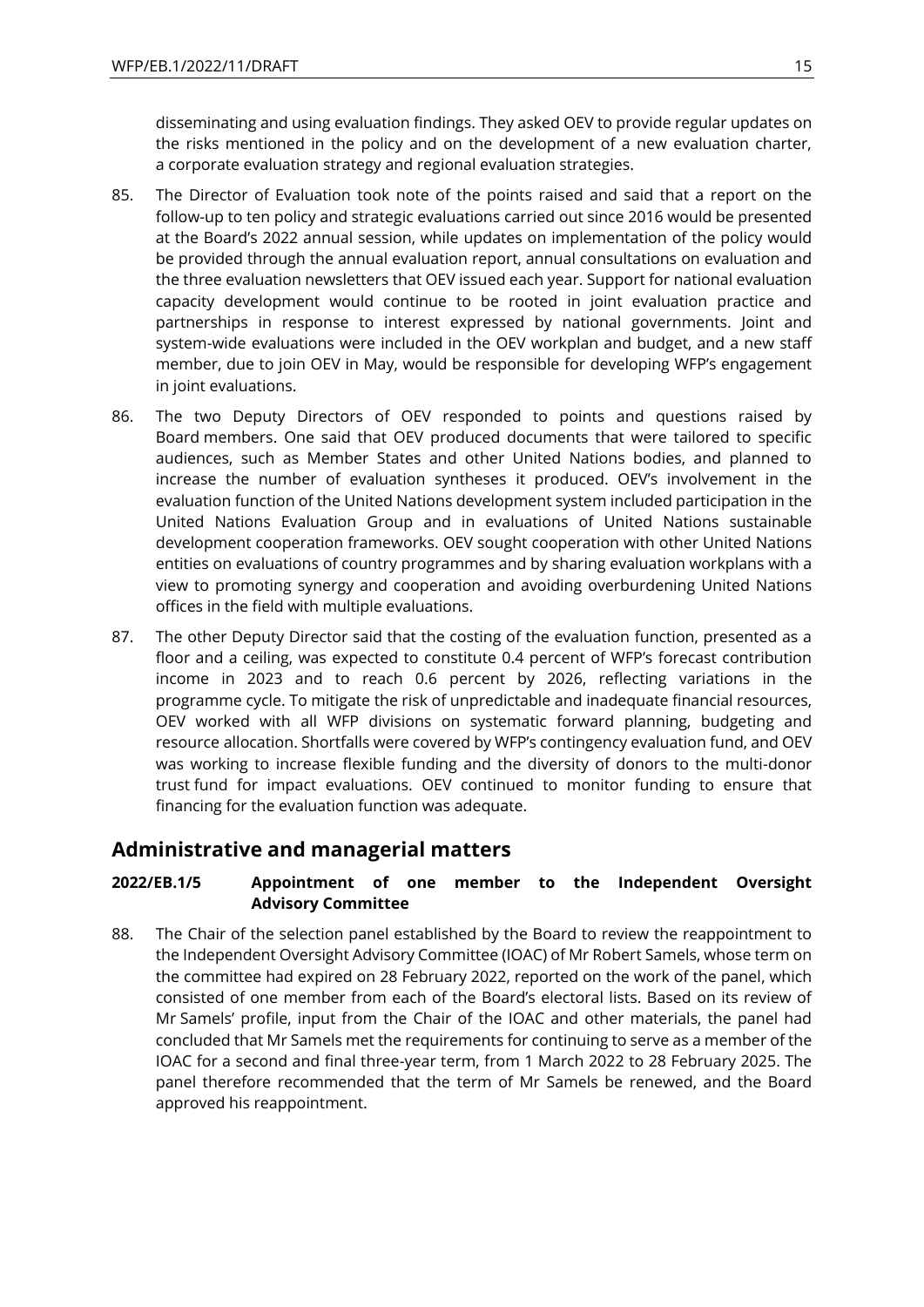disseminating and using evaluation findings. They asked OEV to provide regular updates on the risks mentioned in the policy and on the development of a new evaluation charter, a corporate evaluation strategy and regional evaluation strategies.

85. The Director of Evaluation took note of the points raised and said that a report on the follow-up to ten policy and strategic evaluations carried out since 2016 would be presented at the Board's 2022 annual session, while updates on implementation of the policy would be provided through the annual evaluation report, annual consultations on evaluation and the three evaluation newsletters that OEV issued each year. Support for national evaluation capacity development would continue to be rooted in joint evaluation practice and partnerships in response to interest expressed by national governments. Joint and system-wide evaluations were included in the OEV workplan and budget, and a new staff member, due to join OEV in May, would be responsible for developing WFP's engagement in joint evaluations.

86. The two Deputy Directors of OEV responded to points and questions raised by Board members. One said that OEV produced documents that were tailored to specific audiences, such as Member States and other United Nations bodies, and planned to increase the number of evaluation syntheses it produced. OEV's involvement in the evaluation function of the United Nations development system included participation in the United Nations Evaluation Group and in evaluations of United Nations sustainable development cooperation frameworks. OEV sought cooperation with other United Nations entities on evaluations of country programmes and by sharing evaluation workplans with a view to promoting synergy and cooperation and avoiding overburdening United Nations offices in the field with multiple evaluations.

87. The other Deputy Director said that the costing of the evaluation function, presented as a floor and a ceiling, was expected to constitute 0.4 percent of WFP's forecast contribution income in 2023 and to reach 0.6 percent by 2026, reflecting variations in the programme cycle. To mitigate the risk of unpredictable and inadequate financial resources, OEV worked with all WFP divisions on systematic forward planning, budgeting and resource allocation. Shortfalls were covered by WFP's contingency evaluation fund, and OEV was working to increase flexible funding and the diversity of donors to the multi-donor trust fund for impact evaluations. OEV continued to monitor funding to ensure that financing for the evaluation function was adequate.

## Administrative and managerial matters

### 2022/EB.1/5 Appointment of one member to the Independent Oversight Advisory Committee

88. The Chair of the selection panel established by the Board to review the reappointment to the Independent Oversight Advisory Committee (IOAC) of Mr Robert Samels, whose term on the committee had expired on 28 February 2022, reported on the work of the panel, which consisted of one member from each of the Board's electoral lists. Based on its review of Mr Samels' profile, input from the Chair of the IOAC and other materials, the panel had concluded that Mr Samels met the requirements for continuing to serve as a member of the IOAC for a second and final three-year term, from 1 March 2022 to 28 February 2025. The panel therefore recommended that the term of Mr Samels be renewed, and the Board approved his reappointment.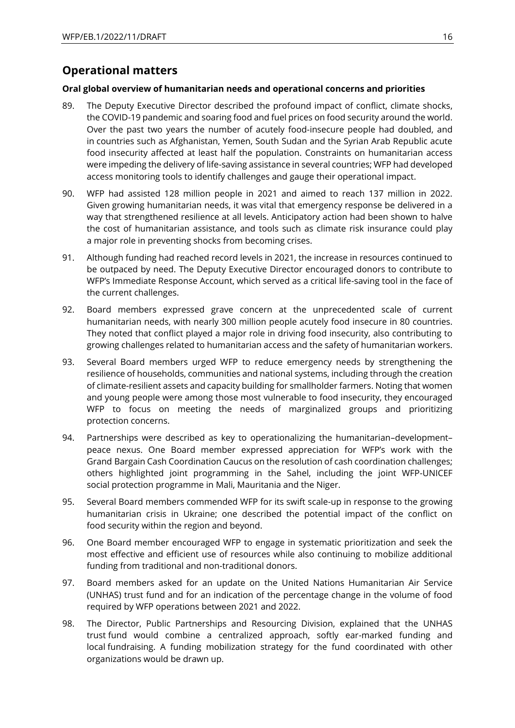## Operational matters

**Oral global overview of humanitarian needs and operational concerns and priorities**

89. The Deputy Executive Director described the profound impact of conflict, climate shocks, the COVID-19 pandemic and soaring food and fuel prices on food security around the world. Over the past two years the number of acutely food-insecure people had doubled, and in countries such as Afghanistan, Yemen, South Sudan and the Syrian Arab Republic acute food insecurity affected at least half the population. Constraints on humanitarian access were impeding the delivery of life-saving assistance in several countries; WFP had developed access monitoring tools to identify challenges and gauge their operational impact.

90. WFP had assisted 128 million people in 2021 and aimed to reach 137 million in 2022. Given growing humanitarian needs, it was vital that emergency response be delivered in a way that strengthened resilience at all levels. Anticipatory action had been shown to halve the cost of humanitarian assistance, and tools such as climate risk insurance could play a major role in preventing shocks from becoming crises.

91. Although funding had reached record levels in 2021, the increase in resources continued to be outpaced by need. The Deputy Executive Director encouraged donors to contribute to WFP's Immediate Response Account, which served as a critical life-saving tool in the face of the current challenges.

92. Board members expressed grave concern at the unprecedented scale of current humanitarian needs, with nearly 300 million people acutely food insecure in 80 countries. They noted that conflict played a major role in driving food insecurity, also contributing to growing challenges related to humanitarian access and the safety of humanitarian workers.

93. Several Board members urged WFP to reduce emergency needs by strengthening the resilience of households, communities and national systems, including through the creation of climate-resilient assets and capacity building for smallholder farmers. Noting that women and young people were among those most vulnerable to food insecurity, they encouraged WFP to focus on meeting the needs of marginalized groups and prioritizing protection concerns.

94. Partnerships were described as key to operationalizing the humanitarian–development–peace nexus. One Board member expressed appreciation for WFP's work with the Grand Bargain Cash Coordination Caucus on the resolution of cash coordination challenges; others highlighted joint programming in the Sahel, including the joint WFP-UNICEF social protection programme in Mali, Mauritania and the Niger.

95. Several Board members commended WFP for its swift scale-up in response to the growing humanitarian crisis in Ukraine; one described the potential impact of the conflict on food security within the region and beyond.

96. One Board member encouraged WFP to engage in systematic prioritization and seek the most effective and efficient use of resources while also continuing to mobilize additional funding from traditional and non-traditional donors.

97. Board members asked for an update on the United Nations Humanitarian Air Service (UNHAS) trust fund and for an indication of the percentage change in the volume of food required by WFP operations between 2021 and 2022.

98. The Director, Public Partnerships and Resourcing Division, explained that the UNHAS trust fund would combine a centralized approach, softly ear-marked funding and local fundraising. A funding mobilization strategy for the fund coordinated with other organizations would be drawn up.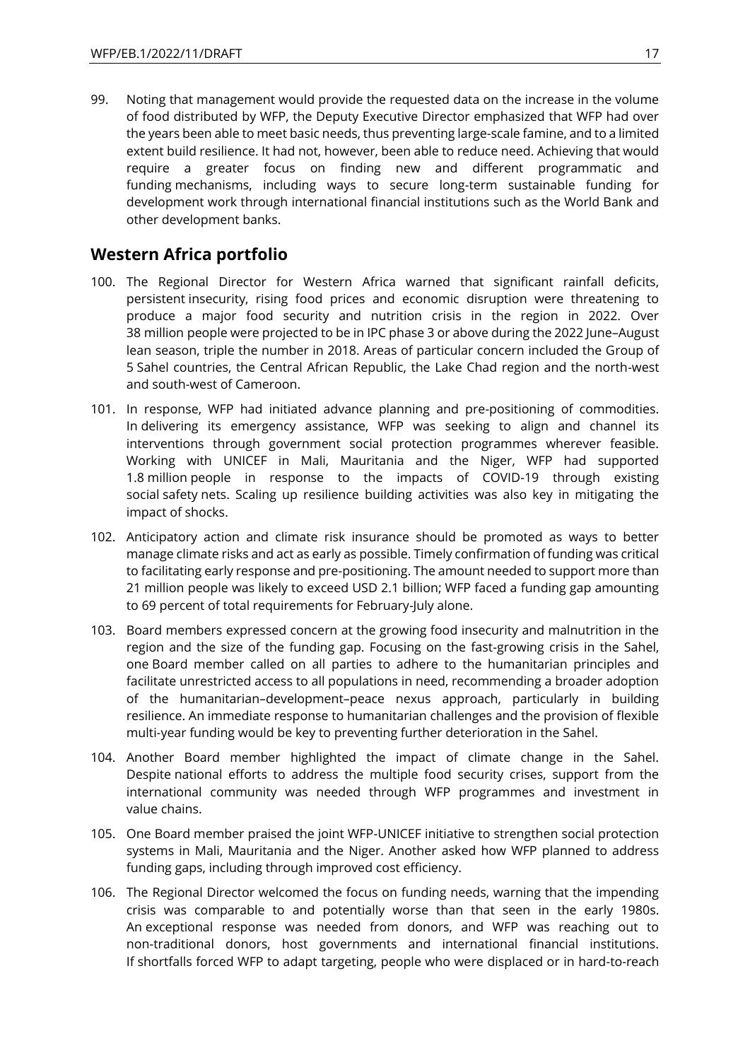99. Noting that management would provide the requested data on the increase in the volume of food distributed by WFP, the Deputy Executive Director emphasized that WFP had over the years been able to meet basic needs, thus preventing large-scale famine, and to a limited extent build resilience. It had not, however, been able to reduce need. Achieving that would require a greater focus on finding new and different programmatic and funding mechanisms, including ways to secure long-term sustainable funding for development work through international financial institutions such as the World Bank and other development banks.

## Western Africa portfolio

100. The Regional Director for Western Africa warned that significant rainfall deficits, persistent insecurity, rising food prices and economic disruption were threatening to produce a major food security and nutrition crisis in the region in 2022. Over 38 million people were projected to be in IPC phase 3 or above during the 2022 June–August lean season, triple the number in 2018. Areas of particular concern included the Group of 5 Sahel countries, the Central African Republic, the Lake Chad region and the north-west and south-west of Cameroon.

101. In response, WFP had initiated advance planning and pre-positioning of commodities. In delivering its emergency assistance, WFP was seeking to align and channel its interventions through government social protection programmes wherever feasible. Working with UNICEF in Mali, Mauritania and the Niger, WFP had supported 1.8 million people in response to the impacts of COVID-19 through existing social safety nets. Scaling up resilience building activities was also key in mitigating the impact of shocks.

102. Anticipatory action and climate risk insurance should be promoted as ways to better manage climate risks and act as early as possible. Timely confirmation of funding was critical to facilitating early response and pre-positioning. The amount needed to support more than 21 million people was likely to exceed USD 2.1 billion; WFP faced a funding gap amounting to 69 percent of total requirements for February-July alone.

103. Board members expressed concern at the growing food insecurity and malnutrition in the region and the size of the funding gap. Focusing on the fast-growing crisis in the Sahel, one Board member called on all parties to adhere to the humanitarian principles and facilitate unrestricted access to all populations in need, recommending a broader adoption of the humanitarian–development–peace nexus approach, particularly in building resilience. An immediate response to humanitarian challenges and the provision of flexible multi-year funding would be key to preventing further deterioration in the Sahel.

104. Another Board member highlighted the impact of climate change in the Sahel. Despite national efforts to address the multiple food security crises, support from the international community was needed through WFP programmes and investment in value chains.

105. One Board member praised the joint WFP-UNICEF initiative to strengthen social protection systems in Mali, Mauritania and the Niger. Another asked how WFP planned to address funding gaps, including through improved cost efficiency.

106. The Regional Director welcomed the focus on funding needs, warning that the impending crisis was comparable to and potentially worse than that seen in the early 1980s. An exceptional response was needed from donors, and WFP was reaching out to non-traditional donors, host governments and international financial institutions. If shortfalls forced WFP to adapt targeting, people who were displaced or in hard-to-reach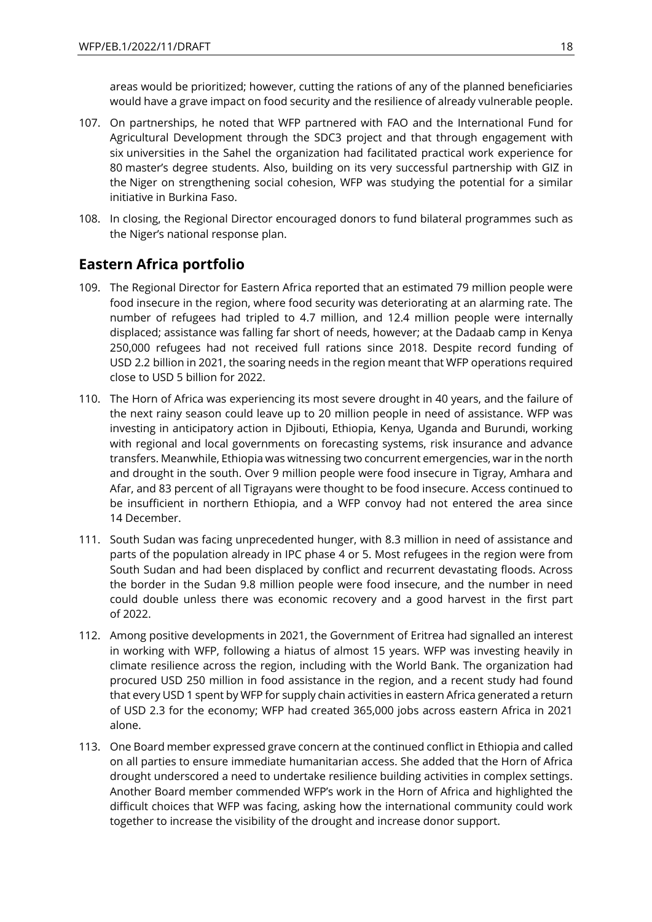areas would be prioritized; however, cutting the rations of any of the planned beneficiaries would have a grave impact on food security and the resilience of already vulnerable people.

107. On partnerships, he noted that WFP partnered with FAO and the International Fund for Agricultural Development through the SDC3 project and that through engagement with six universities in the Sahel the organization had facilitated practical work experience for 80 master's degree students. Also, building on its very successful partnership with GIZ in the Niger on strengthening social cohesion, WFP was studying the potential for a similar initiative in Burkina Faso.

108. In closing, the Regional Director encouraged donors to fund bilateral programmes such as the Niger's national response plan.

## Eastern Africa portfolio

109. The Regional Director for Eastern Africa reported that an estimated 79 million people were food insecure in the region, where food security was deteriorating at an alarming rate. The number of refugees had tripled to 4.7 million, and 12.4 million people were internally displaced; assistance was falling far short of needs, however; at the Dadaab camp in Kenya 250,000 refugees had not received full rations since 2018. Despite record funding of USD 2.2 billion in 2021, the soaring needs in the region meant that WFP operations required close to USD 5 billion for 2022.

110. The Horn of Africa was experiencing its most severe drought in 40 years, and the failure of the next rainy season could leave up to 20 million people in need of assistance. WFP was investing in anticipatory action in Djibouti, Ethiopia, Kenya, Uganda and Burundi, working with regional and local governments on forecasting systems, risk insurance and advance transfers. Meanwhile, Ethiopia was witnessing two concurrent emergencies, war in the north and drought in the south. Over 9 million people were food insecure in Tigray, Amhara and Afar, and 83 percent of all Tigrayans were thought to be food insecure. Access continued to be insufficient in northern Ethiopia, and a WFP convoy had not entered the area since 14 December.

111. South Sudan was facing unprecedented hunger, with 8.3 million in need of assistance and parts of the population already in IPC phase 4 or 5. Most refugees in the region were from South Sudan and had been displaced by conflict and recurrent devastating floods. Across the border in the Sudan 9.8 million people were food insecure, and the number in need could double unless there was economic recovery and a good harvest in the first part of 2022.

112. Among positive developments in 2021, the Government of Eritrea had signalled an interest in working with WFP, following a hiatus of almost 15 years. WFP was investing heavily in climate resilience across the region, including with the World Bank. The organization had procured USD 250 million in food assistance in the region, and a recent study had found that every USD 1 spent by WFP for supply chain activities in eastern Africa generated a return of USD 2.3 for the economy; WFP had created 365,000 jobs across eastern Africa in 2021 alone.

113. One Board member expressed grave concern at the continued conflict in Ethiopia and called on all parties to ensure immediate humanitarian access. She added that the Horn of Africa drought underscored a need to undertake resilience building activities in complex settings. Another Board member commended WFP's work in the Horn of Africa and highlighted the difficult choices that WFP was facing, asking how the international community could work together to increase the visibility of the drought and increase donor support.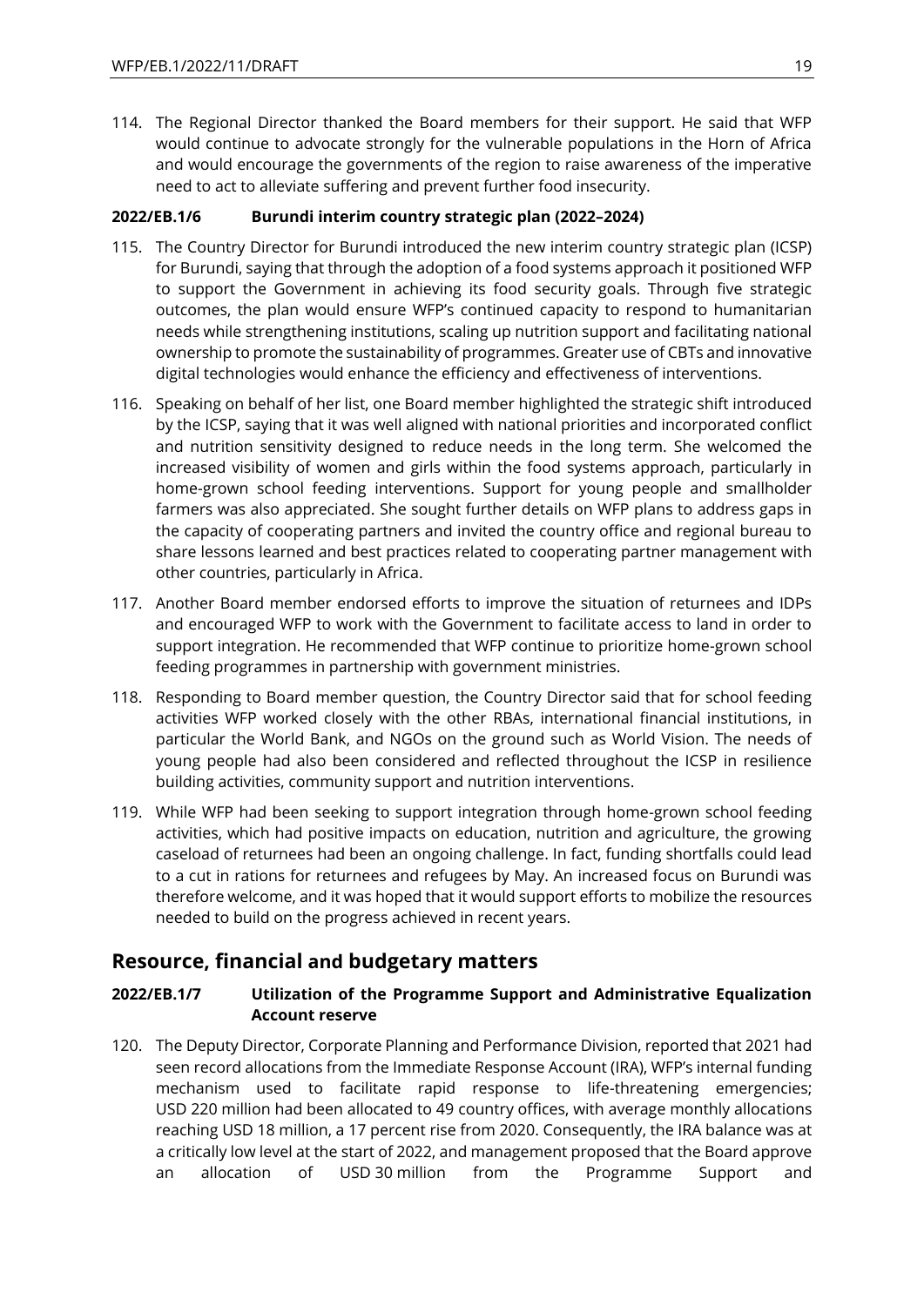114. The Regional Director thanked the Board members for their support. He said that WFP would continue to advocate strongly for the vulnerable populations in the Horn of Africa and would encourage the governments of the region to raise awareness of the imperative need to act to alleviate suffering and prevent further food insecurity.

**2022/EB.1/6 Burundi interim country strategic plan (2022–2024)**

115. The Country Director for Burundi introduced the new interim country strategic plan (ICSP) for Burundi, saying that through the adoption of a food systems approach it positioned WFP to support the Government in achieving its food security goals. Through five strategic outcomes, the plan would ensure WFP's continued capacity to respond to humanitarian needs while strengthening institutions, scaling up nutrition support and facilitating national ownership to promote the sustainability of programmes. Greater use of CBTs and innovative digital technologies would enhance the efficiency and effectiveness of interventions.

116. Speaking on behalf of her list, one Board member highlighted the strategic shift introduced by the ICSP, saying that it was well aligned with national priorities and incorporated conflict and nutrition sensitivity designed to reduce needs in the long term. She welcomed the increased visibility of women and girls within the food systems approach, particularly in home-grown school feeding interventions. Support for young people and smallholder farmers was also appreciated. She sought further details on WFP plans to address gaps in the capacity of cooperating partners and invited the country office and regional bureau to share lessons learned and best practices related to cooperating partner management with other countries, particularly in Africa.

117. Another Board member endorsed efforts to improve the situation of returnees and IDPs and encouraged WFP to work with the Government to facilitate access to land in order to support integration. He recommended that WFP continue to prioritize home-grown school feeding programmes in partnership with government ministries.

118. Responding to Board member question, the Country Director said that for school feeding activities WFP worked closely with the other RBAs, international financial institutions, in particular the World Bank, and NGOs on the ground such as World Vision. The needs of young people had also been considered and reflected throughout the ICSP in resilience building activities, community support and nutrition interventions.

119. While WFP had been seeking to support integration through home-grown school feeding activities, which had positive impacts on education, nutrition and agriculture, the growing caseload of returnees had been an ongoing challenge. In fact, funding shortfalls could lead to a cut in rations for returnees and refugees by May. An increased focus on Burundi was therefore welcome, and it was hoped that it would support efforts to mobilize the resources needed to build on the progress achieved in recent years.

## Resource, financial and budgetary matters

**2022/EB.1/7 Utilization of the Programme Support and Administrative Equalization Account reserve**

120. The Deputy Director, Corporate Planning and Performance Division, reported that 2021 had seen record allocations from the Immediate Response Account (IRA), WFP's internal funding mechanism used to facilitate rapid response to life-threatening emergencies; USD 220 million had been allocated to 49 country offices, with average monthly allocations reaching USD 18 million, a 17 percent rise from 2020. Consequently, the IRA balance was at a critically low level at the start of 2022, and management proposed that the Board approve an allocation of USD 30 million from the Programme Support and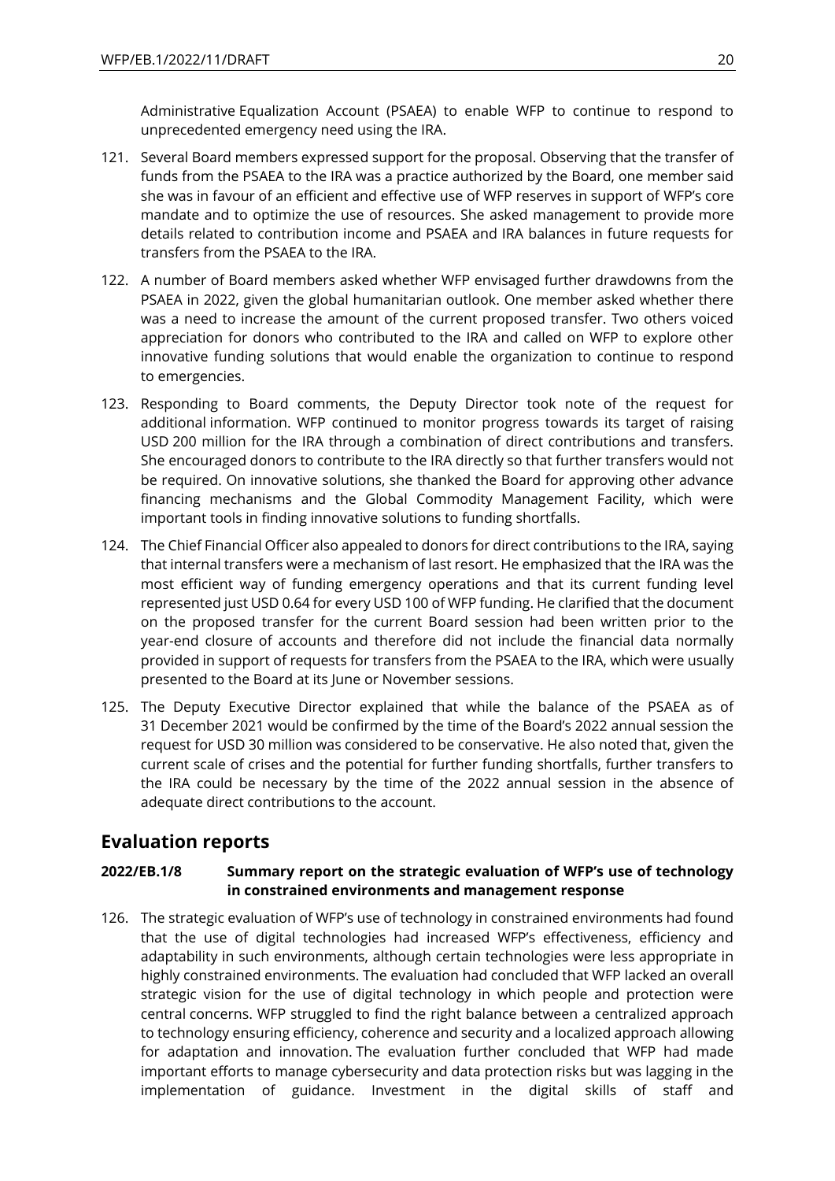Administrative Equalization Account (PSAEA) to enable WFP to continue to respond to unprecedented emergency need using the IRA.

121. Several Board members expressed support for the proposal. Observing that the transfer of funds from the PSAEA to the IRA was a practice authorized by the Board, one member said she was in favour of an efficient and effective use of WFP reserves in support of WFP's core mandate and to optimize the use of resources. She asked management to provide more details related to contribution income and PSAEA and IRA balances in future requests for transfers from the PSAEA to the IRA.

122. A number of Board members asked whether WFP envisaged further drawdowns from the PSAEA in 2022, given the global humanitarian outlook. One member asked whether there was a need to increase the amount of the current proposed transfer. Two others voiced appreciation for donors who contributed to the IRA and called on WFP to explore other innovative funding solutions that would enable the organization to continue to respond to emergencies.

123. Responding to Board comments, the Deputy Director took note of the request for additional information. WFP continued to monitor progress towards its target of raising USD 200 million for the IRA through a combination of direct contributions and transfers. She encouraged donors to contribute to the IRA directly so that further transfers would not be required. On innovative solutions, she thanked the Board for approving other advance financing mechanisms and the Global Commodity Management Facility, which were important tools in finding innovative solutions to funding shortfalls.

124. The Chief Financial Officer also appealed to donors for direct contributions to the IRA, saying that internal transfers were a mechanism of last resort. He emphasized that the IRA was the most efficient way of funding emergency operations and that its current funding level represented just USD 0.64 for every USD 100 of WFP funding. He clarified that the document on the proposed transfer for the current Board session had been written prior to the year-end closure of accounts and therefore did not include the financial data normally provided in support of requests for transfers from the PSAEA to the IRA, which were usually presented to the Board at its June or November sessions.

125. The Deputy Executive Director explained that while the balance of the PSAEA as of 31 December 2021 would be confirmed by the time of the Board's 2022 annual session the request for USD 30 million was considered to be conservative. He also noted that, given the current scale of crises and the potential for further funding shortfalls, further transfers to the IRA could be necessary by the time of the 2022 annual session in the absence of adequate direct contributions to the account.

## Evaluation reports

### 2022/EB.1/8 Summary report on the strategic evaluation of WFP's use of technology in constrained environments and management response

126. The strategic evaluation of WFP's use of technology in constrained environments had found that the use of digital technologies had increased WFP's effectiveness, efficiency and adaptability in such environments, although certain technologies were less appropriate in highly constrained environments. The evaluation had concluded that WFP lacked an overall strategic vision for the use of digital technology in which people and protection were central concerns. WFP struggled to find the right balance between a centralized approach to technology ensuring efficiency, coherence and security and a localized approach allowing for adaptation and innovation. The evaluation further concluded that WFP had made important efforts to manage cybersecurity and data protection risks but was lagging in the implementation of guidance. Investment in the digital skills of staff and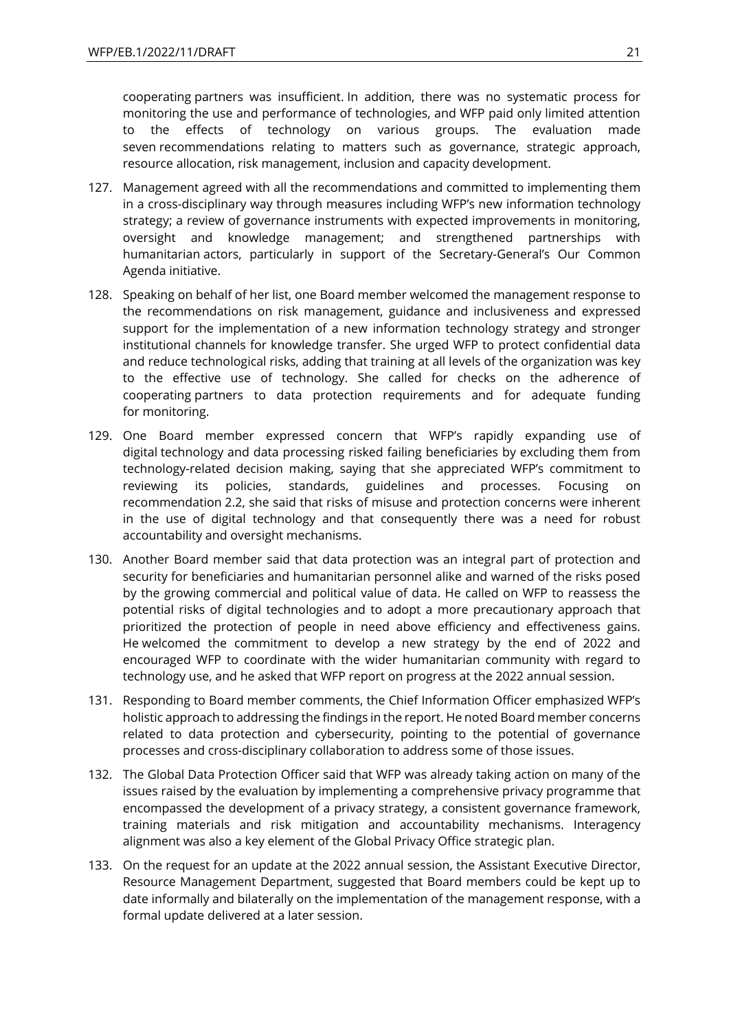cooperating partners was insufficient. In addition, there was no systematic process for monitoring the use and performance of technologies, and WFP paid only limited attention to the effects of technology on various groups. The evaluation made seven recommendations relating to matters such as governance, strategic approach, resource allocation, risk management, inclusion and capacity development.

127. Management agreed with all the recommendations and committed to implementing them in a cross-disciplinary way through measures including WFP's new information technology strategy; a review of governance instruments with expected improvements in monitoring, oversight and knowledge management; and strengthened partnerships with humanitarian actors, particularly in support of the Secretary-General's Our Common Agenda initiative.

128. Speaking on behalf of her list, one Board member welcomed the management response to the recommendations on risk management, guidance and inclusiveness and expressed support for the implementation of a new information technology strategy and stronger institutional channels for knowledge transfer. She urged WFP to protect confidential data and reduce technological risks, adding that training at all levels of the organization was key to the effective use of technology. She called for checks on the adherence of cooperating partners to data protection requirements and for adequate funding for monitoring.

129. One Board member expressed concern that WFP's rapidly expanding use of digital technology and data processing risked failing beneficiaries by excluding them from technology-related decision making, saying that she appreciated WFP's commitment to reviewing its policies, standards, guidelines and processes. Focusing on recommendation 2.2, she said that risks of misuse and protection concerns were inherent in the use of digital technology and that consequently there was a need for robust accountability and oversight mechanisms.

130. Another Board member said that data protection was an integral part of protection and security for beneficiaries and humanitarian personnel alike and warned of the risks posed by the growing commercial and political value of data. He called on WFP to reassess the potential risks of digital technologies and to adopt a more precautionary approach that prioritized the protection of people in need above efficiency and effectiveness gains. He welcomed the commitment to develop a new strategy by the end of 2022 and encouraged WFP to coordinate with the wider humanitarian community with regard to technology use, and he asked that WFP report on progress at the 2022 annual session.

131. Responding to Board member comments, the Chief Information Officer emphasized WFP's holistic approach to addressing the findings in the report. He noted Board member concerns related to data protection and cybersecurity, pointing to the potential of governance processes and cross-disciplinary collaboration to address some of those issues.

132. The Global Data Protection Officer said that WFP was already taking action on many of the issues raised by the evaluation by implementing a comprehensive privacy programme that encompassed the development of a privacy strategy, a consistent governance framework, training materials and risk mitigation and accountability mechanisms. Interagency alignment was also a key element of the Global Privacy Office strategic plan.

133. On the request for an update at the 2022 annual session, the Assistant Executive Director, Resource Management Department, suggested that Board members could be kept up to date informally and bilaterally on the implementation of the management response, with a formal update delivered at a later session.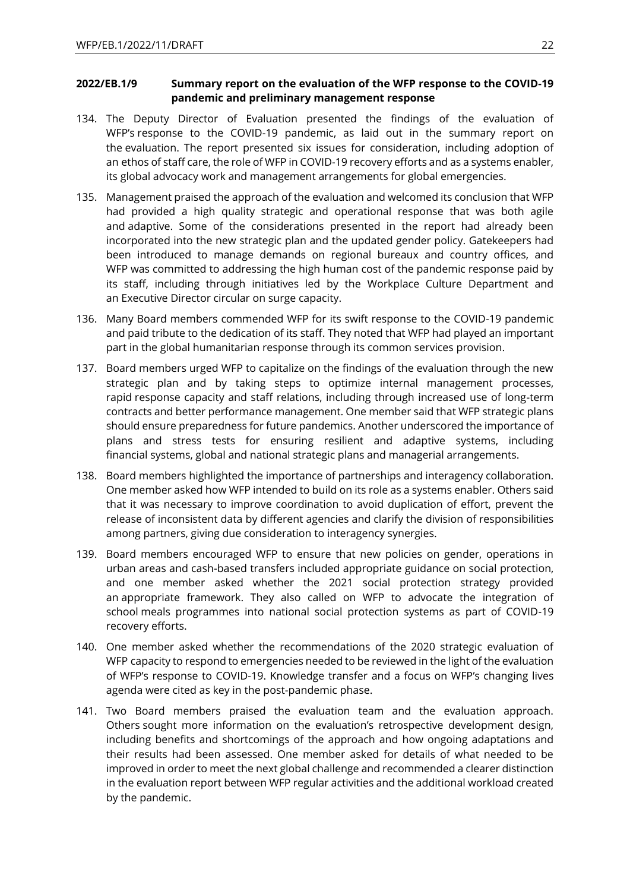**2022/EB.1/9 Summary report on the evaluation of the WFP response to the COVID-19 pandemic and preliminary management response**

134. The Deputy Director of Evaluation presented the findings of the evaluation of WFP's response to the COVID-19 pandemic, as laid out in the summary report on the evaluation. The report presented six issues for consideration, including adoption of an ethos of staff care, the role of WFP in COVID-19 recovery efforts and as a systems enabler, its global advocacy work and management arrangements for global emergencies.

135. Management praised the approach of the evaluation and welcomed its conclusion that WFP had provided a high quality strategic and operational response that was both agile and adaptive. Some of the considerations presented in the report had already been incorporated into the new strategic plan and the updated gender policy. Gatekeepers had been introduced to manage demands on regional bureaux and country offices, and WFP was committed to addressing the high human cost of the pandemic response paid by its staff, including through initiatives led by the Workplace Culture Department and an Executive Director circular on surge capacity.

136. Many Board members commended WFP for its swift response to the COVID-19 pandemic and paid tribute to the dedication of its staff. They noted that WFP had played an important part in the global humanitarian response through its common services provision.

137. Board members urged WFP to capitalize on the findings of the evaluation through the new strategic plan and by taking steps to optimize internal management processes, rapid response capacity and staff relations, including through increased use of long-term contracts and better performance management. One member said that WFP strategic plans should ensure preparedness for future pandemics. Another underscored the importance of plans and stress tests for ensuring resilient and adaptive systems, including financial systems, global and national strategic plans and managerial arrangements.

138. Board members highlighted the importance of partnerships and interagency collaboration. One member asked how WFP intended to build on its role as a systems enabler. Others said that it was necessary to improve coordination to avoid duplication of effort, prevent the release of inconsistent data by different agencies and clarify the division of responsibilities among partners, giving due consideration to interagency synergies.

139. Board members encouraged WFP to ensure that new policies on gender, operations in urban areas and cash-based transfers included appropriate guidance on social protection, and one member asked whether the 2021 social protection strategy provided an appropriate framework. They also called on WFP to advocate the integration of school meals programmes into national social protection systems as part of COVID-19 recovery efforts.

140. One member asked whether the recommendations of the 2020 strategic evaluation of WFP capacity to respond to emergencies needed to be reviewed in the light of the evaluation of WFP's response to COVID-19. Knowledge transfer and a focus on WFP's changing lives agenda were cited as key in the post-pandemic phase.

141. Two Board members praised the evaluation team and the evaluation approach. Others sought more information on the evaluation's retrospective development design, including benefits and shortcomings of the approach and how ongoing adaptations and their results had been assessed. One member asked for details of what needed to be improved in order to meet the next global challenge and recommended a clearer distinction in the evaluation report between WFP regular activities and the additional workload created by the pandemic.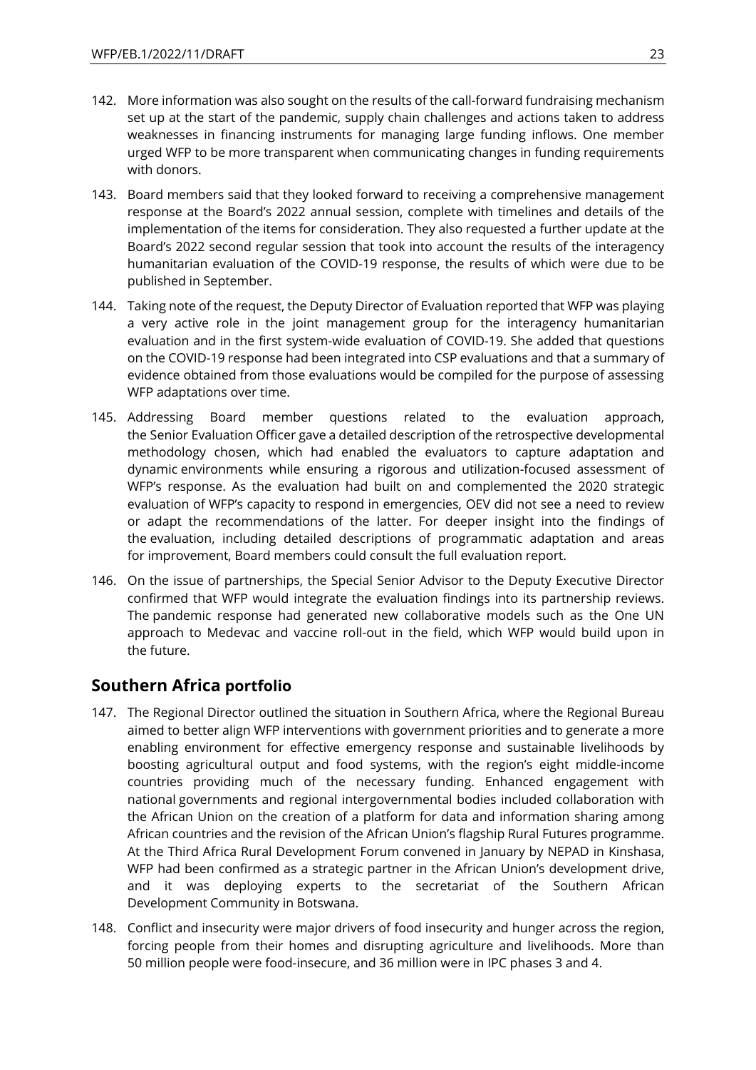142. More information was also sought on the results of the call-forward fundraising mechanism set up at the start of the pandemic, supply chain challenges and actions taken to address weaknesses in financing instruments for managing large funding inflows. One member urged WFP to be more transparent when communicating changes in funding requirements with donors.

143. Board members said that they looked forward to receiving a comprehensive management response at the Board's 2022 annual session, complete with timelines and details of the implementation of the items for consideration. They also requested a further update at the Board's 2022 second regular session that took into account the results of the interagency humanitarian evaluation of the COVID-19 response, the results of which were due to be published in September.

144. Taking note of the request, the Deputy Director of Evaluation reported that WFP was playing a very active role in the joint management group for the interagency humanitarian evaluation and in the first system-wide evaluation of COVID-19. She added that questions on the COVID-19 response had been integrated into CSP evaluations and that a summary of evidence obtained from those evaluations would be compiled for the purpose of assessing WFP adaptations over time.

145. Addressing Board member questions related to the evaluation approach, the Senior Evaluation Officer gave a detailed description of the retrospective developmental methodology chosen, which had enabled the evaluators to capture adaptation and dynamic environments while ensuring a rigorous and utilization-focused assessment of WFP's response. As the evaluation had built on and complemented the 2020 strategic evaluation of WFP's capacity to respond in emergencies, OEV did not see a need to review or adapt the recommendations of the latter. For deeper insight into the findings of the evaluation, including detailed descriptions of programmatic adaptation and areas for improvement, Board members could consult the full evaluation report.

146. On the issue of partnerships, the Special Senior Advisor to the Deputy Executive Director confirmed that WFP would integrate the evaluation findings into its partnership reviews. The pandemic response had generated new collaborative models such as the One UN approach to Medevac and vaccine roll-out in the field, which WFP would build upon in the future.

## Southern Africa portfolio

147. The Regional Director outlined the situation in Southern Africa, where the Regional Bureau aimed to better align WFP interventions with government priorities and to generate a more enabling environment for effective emergency response and sustainable livelihoods by boosting agricultural output and food systems, with the region's eight middle-income countries providing much of the necessary funding. Enhanced engagement with national governments and regional intergovernmental bodies included collaboration with the African Union on the creation of a platform for data and information sharing among African countries and the revision of the African Union's flagship Rural Futures programme. At the Third Africa Rural Development Forum convened in January by NEPAD in Kinshasa, WFP had been confirmed as a strategic partner in the African Union's development drive, and it was deploying experts to the secretariat of the Southern African Development Community in Botswana.

148. Conflict and insecurity were major drivers of food insecurity and hunger across the region, forcing people from their homes and disrupting agriculture and livelihoods. More than 50 million people were food-insecure, and 36 million were in IPC phases 3 and 4.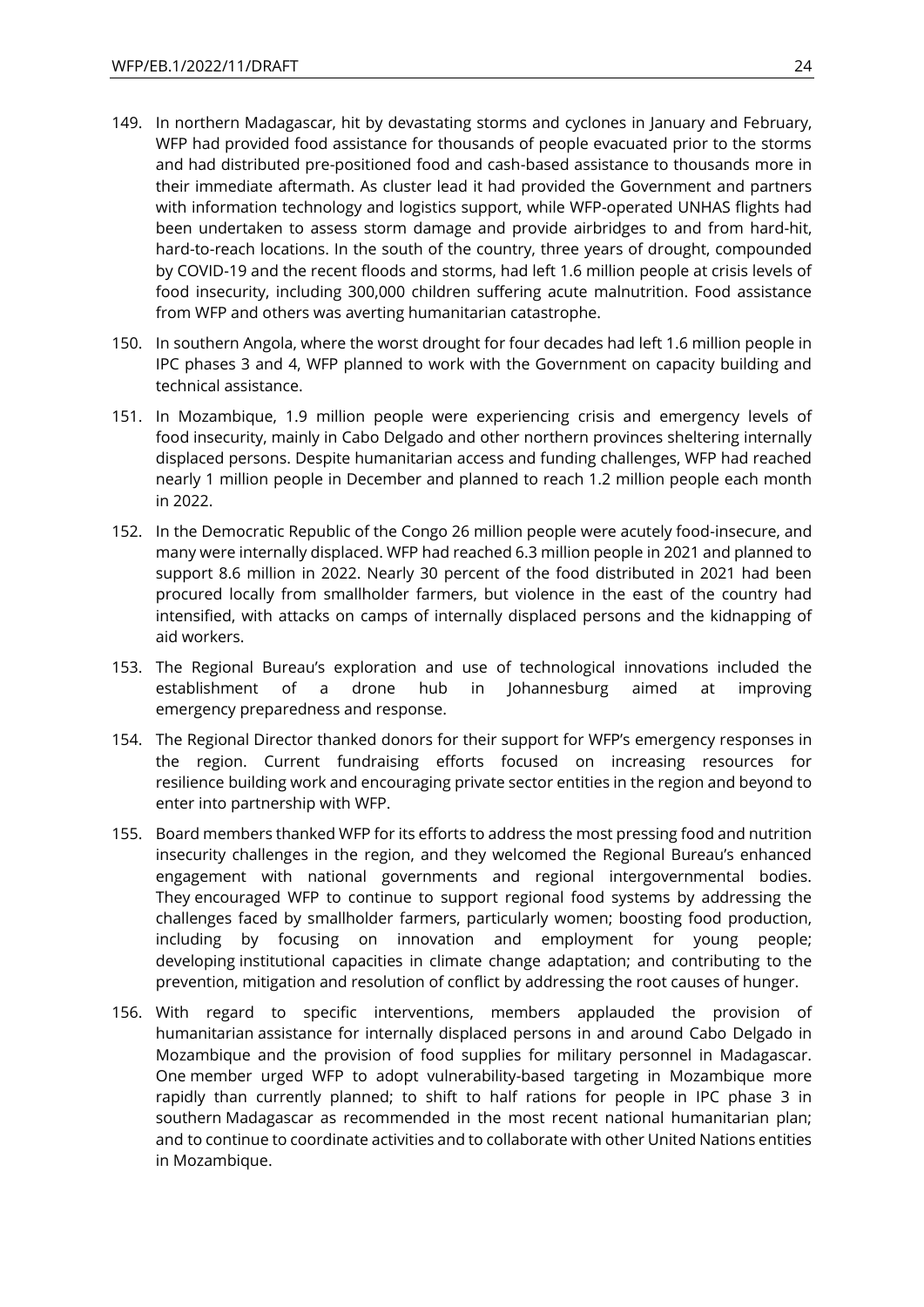149. In northern Madagascar, hit by devastating storms and cyclones in January and February, WFP had provided food assistance for thousands of people evacuated prior to the storms and had distributed pre-positioned food and cash-based assistance to thousands more in their immediate aftermath. As cluster lead it had provided the Government and partners with information technology and logistics support, while WFP-operated UNHAS flights had been undertaken to assess storm damage and provide airbridges to and from hard-hit, hard-to-reach locations. In the south of the country, three years of drought, compounded by COVID-19 and the recent floods and storms, had left 1.6 million people at crisis levels of food insecurity, including 300,000 children suffering acute malnutrition. Food assistance from WFP and others was averting humanitarian catastrophe.

150. In southern Angola, where the worst drought for four decades had left 1.6 million people in IPC phases 3 and 4, WFP planned to work with the Government on capacity building and technical assistance.

151. In Mozambique, 1.9 million people were experiencing crisis and emergency levels of food insecurity, mainly in Cabo Delgado and other northern provinces sheltering internally displaced persons. Despite humanitarian access and funding challenges, WFP had reached nearly 1 million people in December and planned to reach 1.2 million people each month in 2022.

152. In the Democratic Republic of the Congo 26 million people were acutely food-insecure, and many were internally displaced. WFP had reached 6.3 million people in 2021 and planned to support 8.6 million in 2022. Nearly 30 percent of the food distributed in 2021 had been procured locally from smallholder farmers, but violence in the east of the country had intensified, with attacks on camps of internally displaced persons and the kidnapping of aid workers.

153. The Regional Bureau's exploration and use of technological innovations included the establishment of a drone hub in Johannesburg aimed at improving emergency preparedness and response.

154. The Regional Director thanked donors for their support for WFP's emergency responses in the region. Current fundraising efforts focused on increasing resources for resilience building work and encouraging private sector entities in the region and beyond to enter into partnership with WFP.

155. Board members thanked WFP for its efforts to address the most pressing food and nutrition insecurity challenges in the region, and they welcomed the Regional Bureau's enhanced engagement with national governments and regional intergovernmental bodies. They encouraged WFP to continue to support regional food systems by addressing the challenges faced by smallholder farmers, particularly women; boosting food production, including by focusing on innovation and employment for young people; developing institutional capacities in climate change adaptation; and contributing to the prevention, mitigation and resolution of conflict by addressing the root causes of hunger.

156. With regard to specific interventions, members applauded the provision of humanitarian assistance for internally displaced persons in and around Cabo Delgado in Mozambique and the provision of food supplies for military personnel in Madagascar. One member urged WFP to adopt vulnerability-based targeting in Mozambique more rapidly than currently planned; to shift to half rations for people in IPC phase 3 in southern Madagascar as recommended in the most recent national humanitarian plan; and to continue to coordinate activities and to collaborate with other United Nations entities in Mozambique.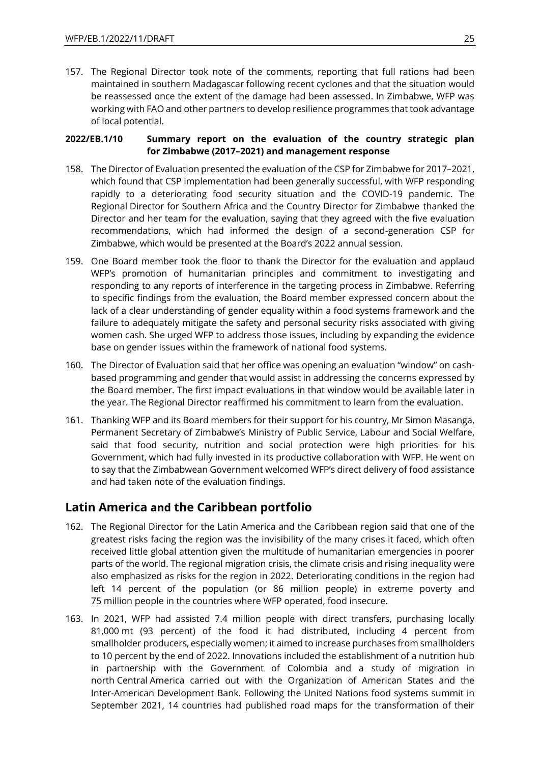157. The Regional Director took note of the comments, reporting that full rations had been maintained in southern Madagascar following recent cyclones and that the situation would be reassessed once the extent of the damage had been assessed. In Zimbabwe, WFP was working with FAO and other partners to develop resilience programmes that took advantage of local potential.

**2022/EB.1/10 Summary report on the evaluation of the country strategic plan for Zimbabwe (2017–2021) and management response**

158. The Director of Evaluation presented the evaluation of the CSP for Zimbabwe for 2017–2021, which found that CSP implementation had been generally successful, with WFP responding rapidly to a deteriorating food security situation and the COVID-19 pandemic. The Regional Director for Southern Africa and the Country Director for Zimbabwe thanked the Director and her team for the evaluation, saying that they agreed with the five evaluation recommendations, which had informed the design of a second-generation CSP for Zimbabwe, which would be presented at the Board's 2022 annual session.

159. One Board member took the floor to thank the Director for the evaluation and applaud WFP's promotion of humanitarian principles and commitment to investigating and responding to any reports of interference in the targeting process in Zimbabwe. Referring to specific findings from the evaluation, the Board member expressed concern about the lack of a clear understanding of gender equality within a food systems framework and the failure to adequately mitigate the safety and personal security risks associated with giving women cash. She urged WFP to address those issues, including by expanding the evidence base on gender issues within the framework of national food systems.

160. The Director of Evaluation said that her office was opening an evaluation "window" on cash-based programming and gender that would assist in addressing the concerns expressed by the Board member. The first impact evaluations in that window would be available later in the year. The Regional Director reaffirmed his commitment to learn from the evaluation.

161. Thanking WFP and its Board members for their support for his country, Mr Simon Masanga, Permanent Secretary of Zimbabwe's Ministry of Public Service, Labour and Social Welfare, said that food security, nutrition and social protection were high priorities for his Government, which had fully invested in its productive collaboration with WFP. He went on to say that the Zimbabwean Government welcomed WFP's direct delivery of food assistance and had taken note of the evaluation findings.

## Latin America and the Caribbean portfolio

162. The Regional Director for the Latin America and the Caribbean region said that one of the greatest risks facing the region was the invisibility of the many crises it faced, which often received little global attention given the multitude of humanitarian emergencies in poorer parts of the world. The regional migration crisis, the climate crisis and rising inequality were also emphasized as risks for the region in 2022. Deteriorating conditions in the region had left 14 percent of the population (or 86 million people) in extreme poverty and 75 million people in the countries where WFP operated, food insecure.

163. In 2021, WFP had assisted 7.4 million people with direct transfers, purchasing locally 81,000 mt (93 percent) of the food it had distributed, including 4 percent from smallholder producers, especially women; it aimed to increase purchases from smallholders to 10 percent by the end of 2022. Innovations included the establishment of a nutrition hub in partnership with the Government of Colombia and a study of migration in north Central America carried out with the Organization of American States and the Inter-American Development Bank. Following the United Nations food systems summit in September 2021, 14 countries had published road maps for the transformation of their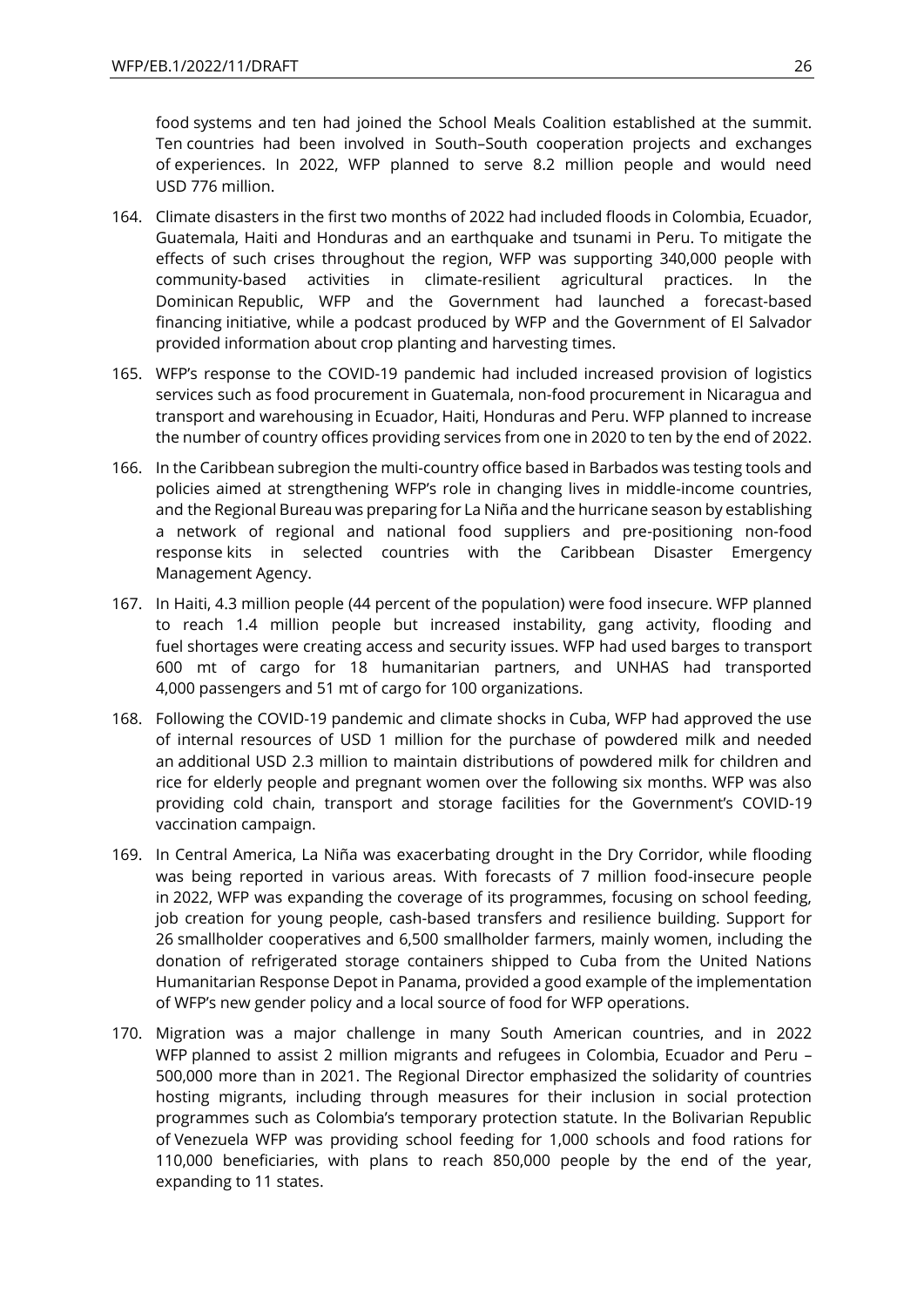food systems and ten had joined the School Meals Coalition established at the summit. Ten countries had been involved in South–South cooperation projects and exchanges of experiences. In 2022, WFP planned to serve 8.2 million people and would need USD 776 million.

164. Climate disasters in the first two months of 2022 had included floods in Colombia, Ecuador, Guatemala, Haiti and Honduras and an earthquake and tsunami in Peru. To mitigate the effects of such crises throughout the region, WFP was supporting 340,000 people with community-based activities in climate-resilient agricultural practices. In the Dominican Republic, WFP and the Government had launched a forecast-based financing initiative, while a podcast produced by WFP and the Government of El Salvador provided information about crop planting and harvesting times.

165. WFP's response to the COVID-19 pandemic had included increased provision of logistics services such as food procurement in Guatemala, non-food procurement in Nicaragua and transport and warehousing in Ecuador, Haiti, Honduras and Peru. WFP planned to increase the number of country offices providing services from one in 2020 to ten by the end of 2022.

166. In the Caribbean subregion the multi-country office based in Barbados was testing tools and policies aimed at strengthening WFP's role in changing lives in middle-income countries, and the Regional Bureau was preparing for La Niña and the hurricane season by establishing a network of regional and national food suppliers and pre-positioning non-food response kits in selected countries with the Caribbean Disaster Emergency Management Agency.

167. In Haiti, 4.3 million people (44 percent of the population) were food insecure. WFP planned to reach 1.4 million people but increased instability, gang activity, flooding and fuel shortages were creating access and security issues. WFP had used barges to transport 600 mt of cargo for 18 humanitarian partners, and UNHAS had transported 4,000 passengers and 51 mt of cargo for 100 organizations.

168. Following the COVID-19 pandemic and climate shocks in Cuba, WFP had approved the use of internal resources of USD 1 million for the purchase of powdered milk and needed an additional USD 2.3 million to maintain distributions of powdered milk for children and rice for elderly people and pregnant women over the following six months. WFP was also providing cold chain, transport and storage facilities for the Government's COVID-19 vaccination campaign.

169. In Central America, La Niña was exacerbating drought in the Dry Corridor, while flooding was being reported in various areas. With forecasts of 7 million food-insecure people in 2022, WFP was expanding the coverage of its programmes, focusing on school feeding, job creation for young people, cash-based transfers and resilience building. Support for 26 smallholder cooperatives and 6,500 smallholder farmers, mainly women, including the donation of refrigerated storage containers shipped to Cuba from the United Nations Humanitarian Response Depot in Panama, provided a good example of the implementation of WFP's new gender policy and a local source of food for WFP operations.

170. Migration was a major challenge in many South American countries, and in 2022 WFP planned to assist 2 million migrants and refugees in Colombia, Ecuador and Peru – 500,000 more than in 2021. The Regional Director emphasized the solidarity of countries hosting migrants, including through measures for their inclusion in social protection programmes such as Colombia's temporary protection statute. In the Bolivarian Republic of Venezuela WFP was providing school feeding for 1,000 schools and food rations for 110,000 beneficiaries, with plans to reach 850,000 people by the end of the year, expanding to 11 states.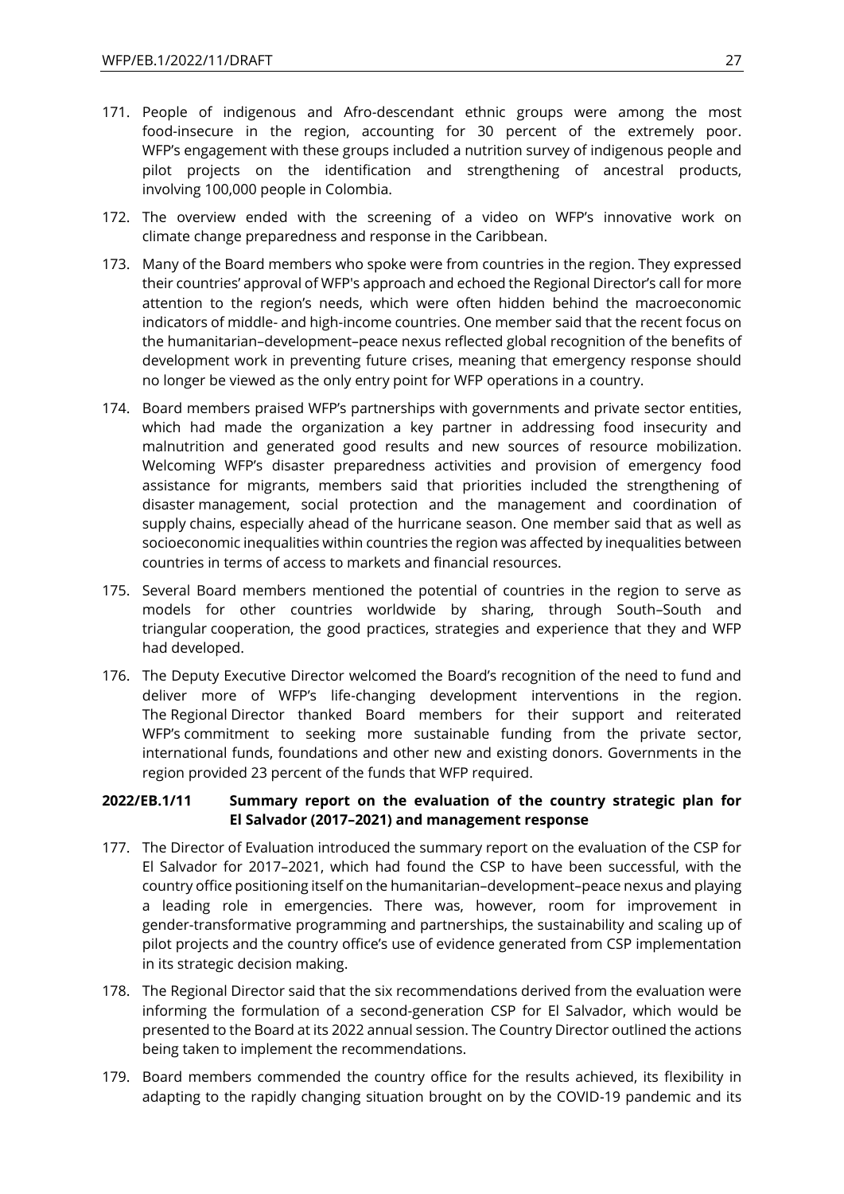171. People of indigenous and Afro-descendant ethnic groups were among the most food-insecure in the region, accounting for 30 percent of the extremely poor. WFP's engagement with these groups included a nutrition survey of indigenous people and pilot projects on the identification and strengthening of ancestral products, involving 100,000 people in Colombia.

172. The overview ended with the screening of a video on WFP's innovative work on climate change preparedness and response in the Caribbean.

173. Many of the Board members who spoke were from countries in the region. They expressed their countries' approval of WFP's approach and echoed the Regional Director's call for more attention to the region's needs, which were often hidden behind the macroeconomic indicators of middle- and high-income countries. One member said that the recent focus on the humanitarian–development–peace nexus reflected global recognition of the benefits of development work in preventing future crises, meaning that emergency response should no longer be viewed as the only entry point for WFP operations in a country.

174. Board members praised WFP's partnerships with governments and private sector entities, which had made the organization a key partner in addressing food insecurity and malnutrition and generated good results and new sources of resource mobilization. Welcoming WFP's disaster preparedness activities and provision of emergency food assistance for migrants, members said that priorities included the strengthening of disaster management, social protection and the management and coordination of supply chains, especially ahead of the hurricane season. One member said that as well as socioeconomic inequalities within countries the region was affected by inequalities between countries in terms of access to markets and financial resources.

175. Several Board members mentioned the potential of countries in the region to serve as models for other countries worldwide by sharing, through South–South and triangular cooperation, the good practices, strategies and experience that they and WFP had developed.

176. The Deputy Executive Director welcomed the Board's recognition of the need to fund and deliver more of WFP's life-changing development interventions in the region. The Regional Director thanked Board members for their support and reiterated WFP's commitment to seeking more sustainable funding from the private sector, international funds, foundations and other new and existing donors. Governments in the region provided 23 percent of the funds that WFP required.

**2022/EB.1/11 Summary report on the evaluation of the country strategic plan for El Salvador (2017–2021) and management response**

177. The Director of Evaluation introduced the summary report on the evaluation of the CSP for El Salvador for 2017–2021, which had found the CSP to have been successful, with the country office positioning itself on the humanitarian–development–peace nexus and playing a leading role in emergencies. There was, however, room for improvement in gender-transformative programming and partnerships, the sustainability and scaling up of pilot projects and the country office's use of evidence generated from CSP implementation in its strategic decision making.

178. The Regional Director said that the six recommendations derived from the evaluation were informing the formulation of a second-generation CSP for El Salvador, which would be presented to the Board at its 2022 annual session. The Country Director outlined the actions being taken to implement the recommendations.

179. Board members commended the country office for the results achieved, its flexibility in adapting to the rapidly changing situation brought on by the COVID-19 pandemic and its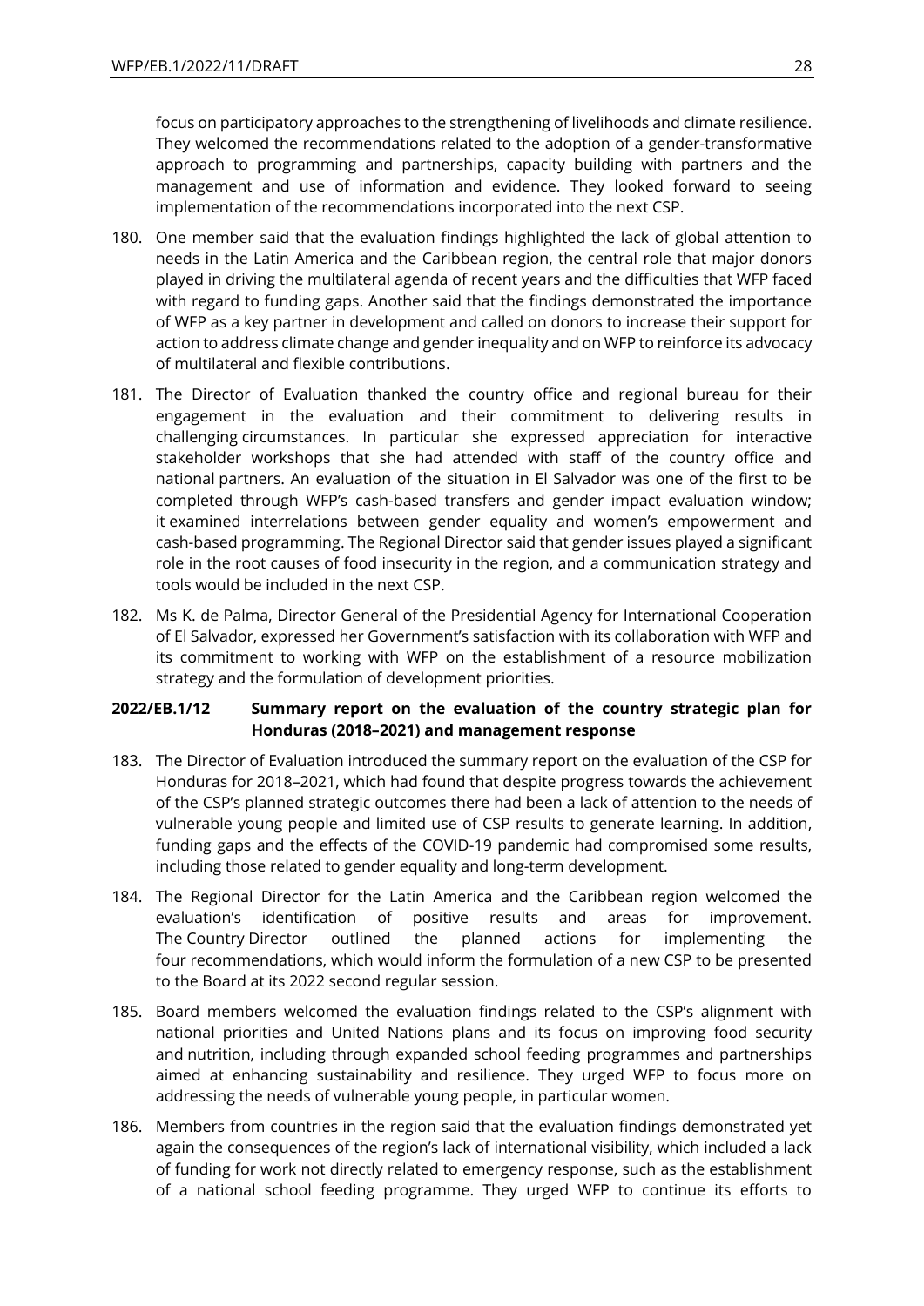focus on participatory approaches to the strengthening of livelihoods and climate resilience. They welcomed the recommendations related to the adoption of a gender-transformative approach to programming and partnerships, capacity building with partners and the management and use of information and evidence. They looked forward to seeing implementation of the recommendations incorporated into the next CSP.

180. One member said that the evaluation findings highlighted the lack of global attention to needs in the Latin America and the Caribbean region, the central role that major donors played in driving the multilateral agenda of recent years and the difficulties that WFP faced with regard to funding gaps. Another said that the findings demonstrated the importance of WFP as a key partner in development and called on donors to increase their support for action to address climate change and gender inequality and on WFP to reinforce its advocacy of multilateral and flexible contributions.

181. The Director of Evaluation thanked the country office and regional bureau for their engagement in the evaluation and their commitment to delivering results in challenging circumstances. In particular she expressed appreciation for interactive stakeholder workshops that she had attended with staff of the country office and national partners. An evaluation of the situation in El Salvador was one of the first to be completed through WFP's cash-based transfers and gender impact evaluation window; it examined interrelations between gender equality and women's empowerment and cash-based programming. The Regional Director said that gender issues played a significant role in the root causes of food insecurity in the region, and a communication strategy and tools would be included in the next CSP.

182. Ms K. de Palma, Director General of the Presidential Agency for International Cooperation of El Salvador, expressed her Government's satisfaction with its collaboration with WFP and its commitment to working with WFP on the establishment of a resource mobilization strategy and the formulation of development priorities.

**2022/EB.1/12 Summary report on the evaluation of the country strategic plan for Honduras (2018–2021) and management response**

183. The Director of Evaluation introduced the summary report on the evaluation of the CSP for Honduras for 2018–2021, which had found that despite progress towards the achievement of the CSP's planned strategic outcomes there had been a lack of attention to the needs of vulnerable young people and limited use of CSP results to generate learning. In addition, funding gaps and the effects of the COVID-19 pandemic had compromised some results, including those related to gender equality and long-term development.

184. The Regional Director for the Latin America and the Caribbean region welcomed the evaluation's identification of positive results and areas for improvement. The Country Director outlined the planned actions for implementing the four recommendations, which would inform the formulation of a new CSP to be presented to the Board at its 2022 second regular session.

185. Board members welcomed the evaluation findings related to the CSP's alignment with national priorities and United Nations plans and its focus on improving food security and nutrition, including through expanded school feeding programmes and partnerships aimed at enhancing sustainability and resilience. They urged WFP to focus more on addressing the needs of vulnerable young people, in particular women.

186. Members from countries in the region said that the evaluation findings demonstrated yet again the consequences of the region's lack of international visibility, which included a lack of funding for work not directly related to emergency response, such as the establishment of a national school feeding programme. They urged WFP to continue its efforts to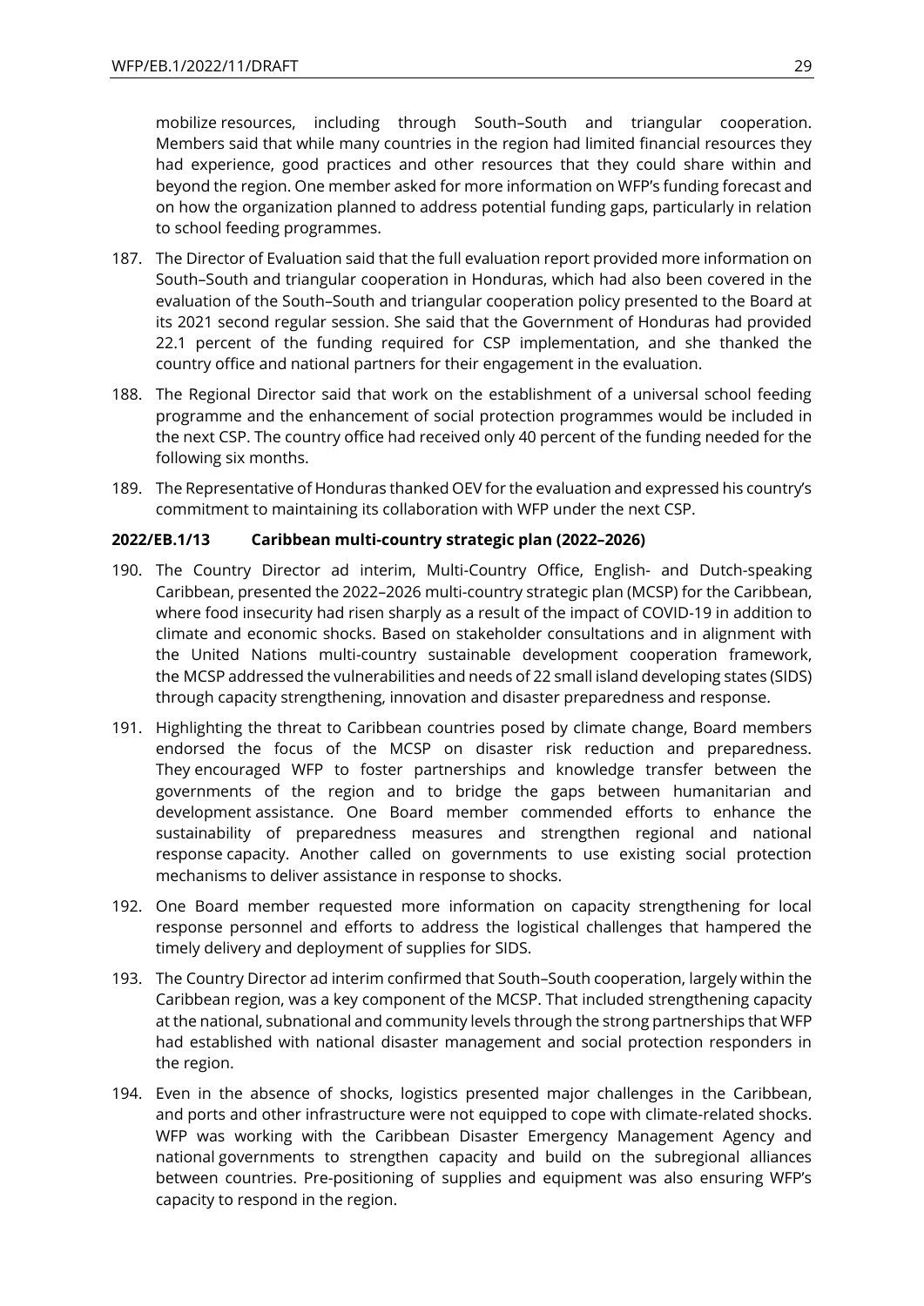mobilize resources, including through South–South and triangular cooperation. Members said that while many countries in the region had limited financial resources they had experience, good practices and other resources that they could share within and beyond the region. One member asked for more information on WFP's funding forecast and on how the organization planned to address potential funding gaps, particularly in relation to school feeding programmes.

187. The Director of Evaluation said that the full evaluation report provided more information on South–South and triangular cooperation in Honduras, which had also been covered in the evaluation of the South–South and triangular cooperation policy presented to the Board at its 2021 second regular session. She said that the Government of Honduras had provided 22.1 percent of the funding required for CSP implementation, and she thanked the country office and national partners for their engagement in the evaluation.

188. The Regional Director said that work on the establishment of a universal school feeding programme and the enhancement of social protection programmes would be included in the next CSP. The country office had received only 40 percent of the funding needed for the following six months.

189. The Representative of Honduras thanked OEV for the evaluation and expressed his country's commitment to maintaining its collaboration with WFP under the next CSP.

**2022/EB.1/13 Caribbean multi-country strategic plan (2022–2026)**

190. The Country Director ad interim, Multi-Country Office, English- and Dutch-speaking Caribbean, presented the 2022–2026 multi-country strategic plan (MCSP) for the Caribbean, where food insecurity had risen sharply as a result of the impact of COVID-19 in addition to climate and economic shocks. Based on stakeholder consultations and in alignment with the United Nations multi-country sustainable development cooperation framework, the MCSP addressed the vulnerabilities and needs of 22 small island developing states (SIDS) through capacity strengthening, innovation and disaster preparedness and response.

191. Highlighting the threat to Caribbean countries posed by climate change, Board members endorsed the focus of the MCSP on disaster risk reduction and preparedness. They encouraged WFP to foster partnerships and knowledge transfer between the governments of the region and to bridge the gaps between humanitarian and development assistance. One Board member commended efforts to enhance the sustainability of preparedness measures and strengthen regional and national response capacity. Another called on governments to use existing social protection mechanisms to deliver assistance in response to shocks.

192. One Board member requested more information on capacity strengthening for local response personnel and efforts to address the logistical challenges that hampered the timely delivery and deployment of supplies for SIDS.

193. The Country Director ad interim confirmed that South–South cooperation, largely within the Caribbean region, was a key component of the MCSP. That included strengthening capacity at the national, subnational and community levels through the strong partnerships that WFP had established with national disaster management and social protection responders in the region.

194. Even in the absence of shocks, logistics presented major challenges in the Caribbean, and ports and other infrastructure were not equipped to cope with climate-related shocks. WFP was working with the Caribbean Disaster Emergency Management Agency and national governments to strengthen capacity and build on the subregional alliances between countries. Pre-positioning of supplies and equipment was also ensuring WFP's capacity to respond in the region.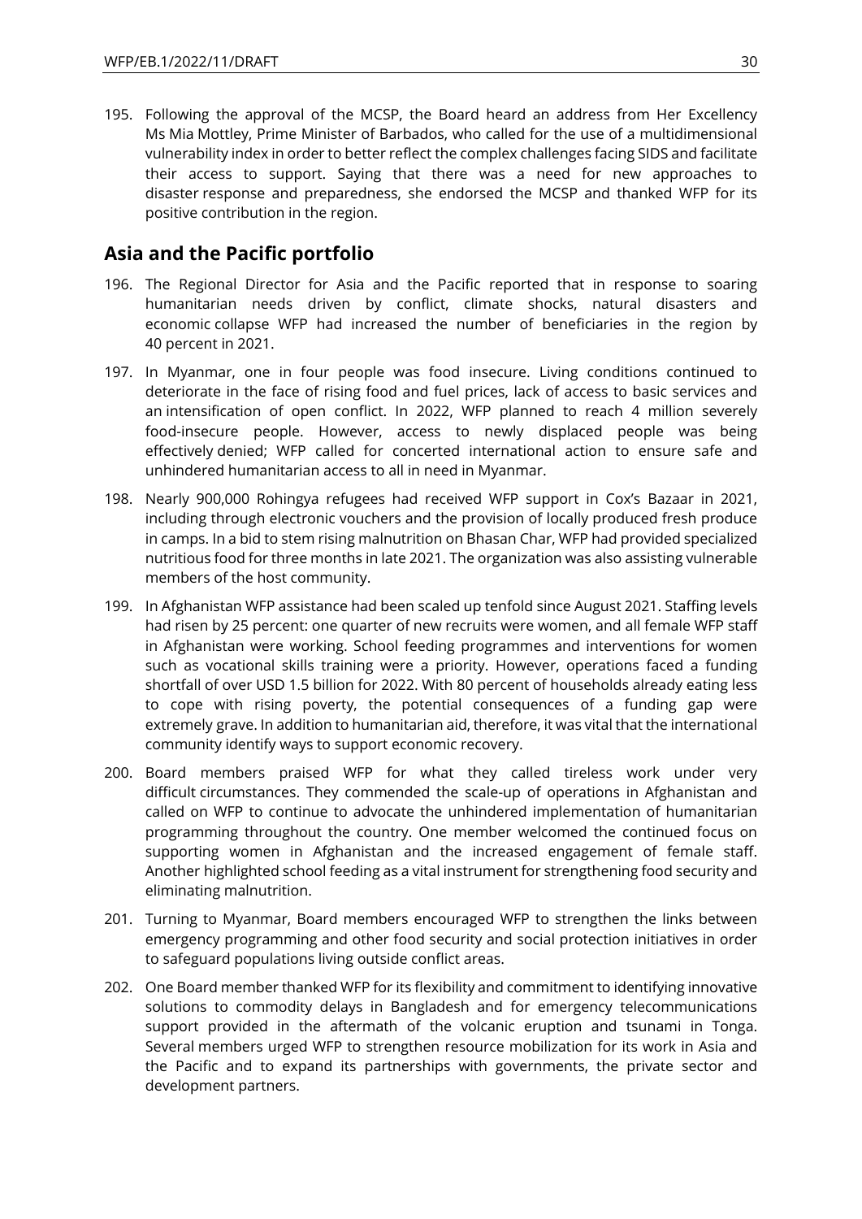195. Following the approval of the MCSP, the Board heard an address from Her Excellency Ms Mia Mottley, Prime Minister of Barbados, who called for the use of a multidimensional vulnerability index in order to better reflect the complex challenges facing SIDS and facilitate their access to support. Saying that there was a need for new approaches to disaster response and preparedness, she endorsed the MCSP and thanked WFP for its positive contribution in the region.

## Asia and the Pacific portfolio

196. The Regional Director for Asia and the Pacific reported that in response to soaring humanitarian needs driven by conflict, climate shocks, natural disasters and economic collapse WFP had increased the number of beneficiaries in the region by 40 percent in 2021.

197. In Myanmar, one in four people was food insecure. Living conditions continued to deteriorate in the face of rising food and fuel prices, lack of access to basic services and an intensification of open conflict. In 2022, WFP planned to reach 4 million severely food-insecure people. However, access to newly displaced people was being effectively denied; WFP called for concerted international action to ensure safe and unhindered humanitarian access to all in need in Myanmar.

198. Nearly 900,000 Rohingya refugees had received WFP support in Cox's Bazaar in 2021, including through electronic vouchers and the provision of locally produced fresh produce in camps. In a bid to stem rising malnutrition on Bhasan Char, WFP had provided specialized nutritious food for three months in late 2021. The organization was also assisting vulnerable members of the host community.

199. In Afghanistan WFP assistance had been scaled up tenfold since August 2021. Staffing levels had risen by 25 percent: one quarter of new recruits were women, and all female WFP staff in Afghanistan were working. School feeding programmes and interventions for women such as vocational skills training were a priority. However, operations faced a funding shortfall of over USD 1.5 billion for 2022. With 80 percent of households already eating less to cope with rising poverty, the potential consequences of a funding gap were extremely grave. In addition to humanitarian aid, therefore, it was vital that the international community identify ways to support economic recovery.

200. Board members praised WFP for what they called tireless work under very difficult circumstances. They commended the scale-up of operations in Afghanistan and called on WFP to continue to advocate the unhindered implementation of humanitarian programming throughout the country. One member welcomed the continued focus on supporting women in Afghanistan and the increased engagement of female staff. Another highlighted school feeding as a vital instrument for strengthening food security and eliminating malnutrition.

201. Turning to Myanmar, Board members encouraged WFP to strengthen the links between emergency programming and other food security and social protection initiatives in order to safeguard populations living outside conflict areas.

202. One Board member thanked WFP for its flexibility and commitment to identifying innovative solutions to commodity delays in Bangladesh and for emergency telecommunications support provided in the aftermath of the volcanic eruption and tsunami in Tonga. Several members urged WFP to strengthen resource mobilization for its work in Asia and the Pacific and to expand its partnerships with governments, the private sector and development partners.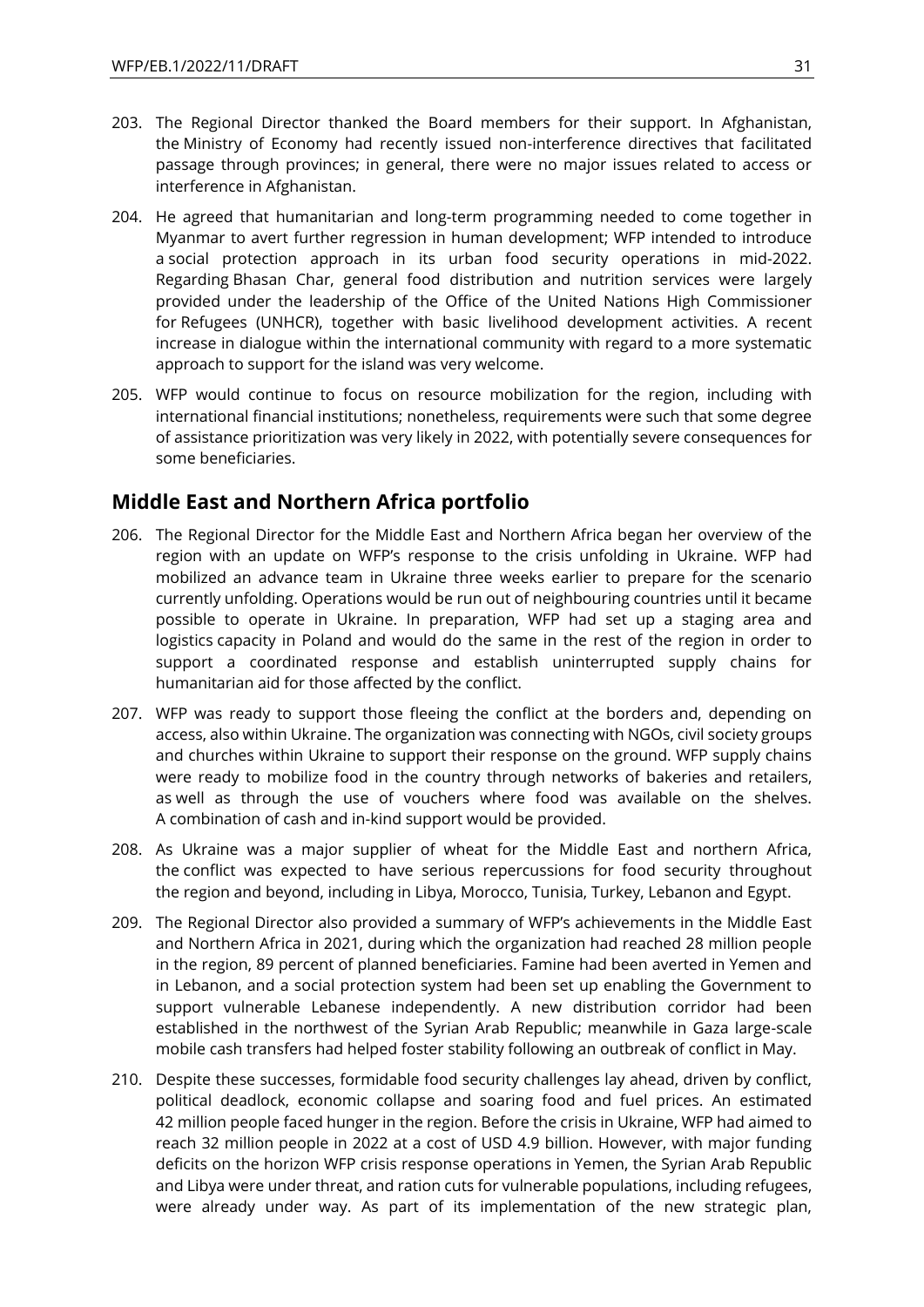203. The Regional Director thanked the Board members for their support. In Afghanistan, the Ministry of Economy had recently issued non-interference directives that facilitated passage through provinces; in general, there were no major issues related to access or interference in Afghanistan.

204. He agreed that humanitarian and long-term programming needed to come together in Myanmar to avert further regression in human development; WFP intended to introduce a social protection approach in its urban food security operations in mid-2022. Regarding Bhasan Char, general food distribution and nutrition services were largely provided under the leadership of the Office of the United Nations High Commissioner for Refugees (UNHCR), together with basic livelihood development activities. A recent increase in dialogue within the international community with regard to a more systematic approach to support for the island was very welcome.

205. WFP would continue to focus on resource mobilization for the region, including with international financial institutions; nonetheless, requirements were such that some degree of assistance prioritization was very likely in 2022, with potentially severe consequences for some beneficiaries.

## Middle East and Northern Africa portfolio

206. The Regional Director for the Middle East and Northern Africa began her overview of the region with an update on WFP's response to the crisis unfolding in Ukraine. WFP had mobilized an advance team in Ukraine three weeks earlier to prepare for the scenario currently unfolding. Operations would be run out of neighbouring countries until it became possible to operate in Ukraine. In preparation, WFP had set up a staging area and logistics capacity in Poland and would do the same in the rest of the region in order to support a coordinated response and establish uninterrupted supply chains for humanitarian aid for those affected by the conflict.

207. WFP was ready to support those fleeing the conflict at the borders and, depending on access, also within Ukraine. The organization was connecting with NGOs, civil society groups and churches within Ukraine to support their response on the ground. WFP supply chains were ready to mobilize food in the country through networks of bakeries and retailers, as well as through the use of vouchers where food was available on the shelves. A combination of cash and in-kind support would be provided.

208. As Ukraine was a major supplier of wheat for the Middle East and northern Africa, the conflict was expected to have serious repercussions for food security throughout the region and beyond, including in Libya, Morocco, Tunisia, Turkey, Lebanon and Egypt.

209. The Regional Director also provided a summary of WFP's achievements in the Middle East and Northern Africa in 2021, during which the organization had reached 28 million people in the region, 89 percent of planned beneficiaries. Famine had been averted in Yemen and in Lebanon, and a social protection system had been set up enabling the Government to support vulnerable Lebanese independently. A new distribution corridor had been established in the northwest of the Syrian Arab Republic; meanwhile in Gaza large-scale mobile cash transfers had helped foster stability following an outbreak of conflict in May.

210. Despite these successes, formidable food security challenges lay ahead, driven by conflict, political deadlock, economic collapse and soaring food and fuel prices. An estimated 42 million people faced hunger in the region. Before the crisis in Ukraine, WFP had aimed to reach 32 million people in 2022 at a cost of USD 4.9 billion. However, with major funding deficits on the horizon WFP crisis response operations in Yemen, the Syrian Arab Republic and Libya were under threat, and ration cuts for vulnerable populations, including refugees, were already under way. As part of its implementation of the new strategic plan,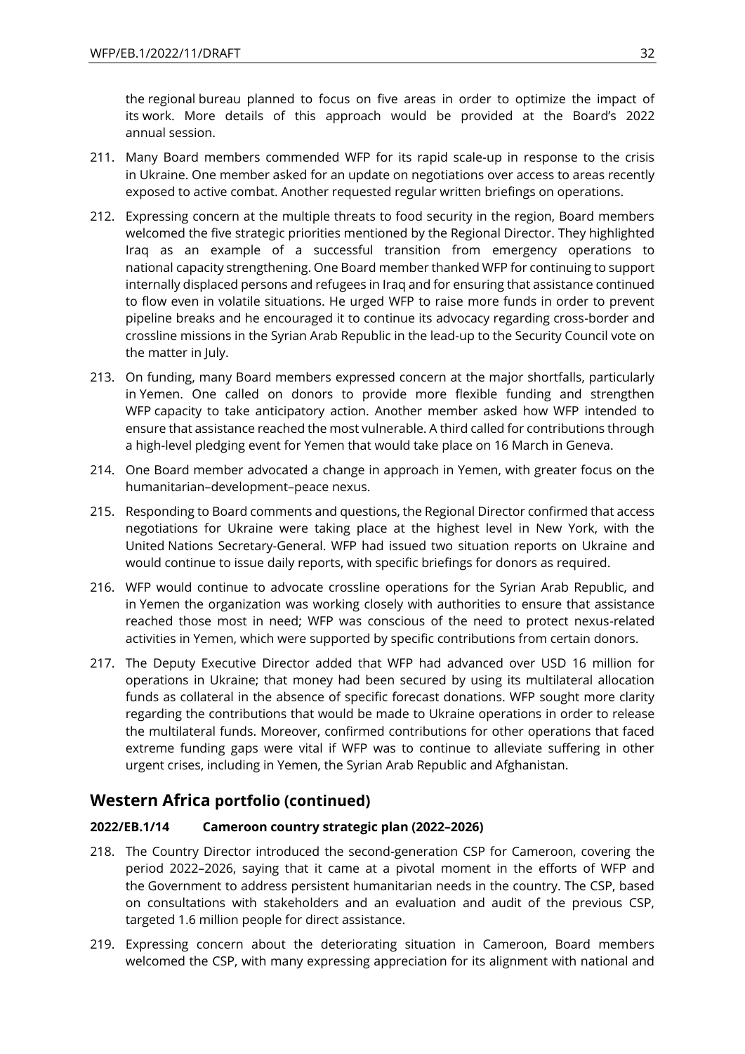the regional bureau planned to focus on five areas in order to optimize the impact of its work. More details of this approach would be provided at the Board's 2022 annual session.

211. Many Board members commended WFP for its rapid scale-up in response to the crisis in Ukraine. One member asked for an update on negotiations over access to areas recently exposed to active combat. Another requested regular written briefings on operations.

212. Expressing concern at the multiple threats to food security in the region, Board members welcomed the five strategic priorities mentioned by the Regional Director. They highlighted Iraq as an example of a successful transition from emergency operations to national capacity strengthening. One Board member thanked WFP for continuing to support internally displaced persons and refugees in Iraq and for ensuring that assistance continued to flow even in volatile situations. He urged WFP to raise more funds in order to prevent pipeline breaks and he encouraged it to continue its advocacy regarding cross-border and crossline missions in the Syrian Arab Republic in the lead-up to the Security Council vote on the matter in July.

213. On funding, many Board members expressed concern at the major shortfalls, particularly in Yemen. One called on donors to provide more flexible funding and strengthen WFP capacity to take anticipatory action. Another member asked how WFP intended to ensure that assistance reached the most vulnerable. A third called for contributions through a high-level pledging event for Yemen that would take place on 16 March in Geneva.

214. One Board member advocated a change in approach in Yemen, with greater focus on the humanitarian–development–peace nexus.

215. Responding to Board comments and questions, the Regional Director confirmed that access negotiations for Ukraine were taking place at the highest level in New York, with the United Nations Secretary-General. WFP had issued two situation reports on Ukraine and would continue to issue daily reports, with specific briefings for donors as required.

216. WFP would continue to advocate crossline operations for the Syrian Arab Republic, and in Yemen the organization was working closely with authorities to ensure that assistance reached those most in need; WFP was conscious of the need to protect nexus-related activities in Yemen, which were supported by specific contributions from certain donors.

217. The Deputy Executive Director added that WFP had advanced over USD 16 million for operations in Ukraine; that money had been secured by using its multilateral allocation funds as collateral in the absence of specific forecast donations. WFP sought more clarity regarding the contributions that would be made to Ukraine operations in order to release the multilateral funds. Moreover, confirmed contributions for other operations that faced extreme funding gaps were vital if WFP was to continue to alleviate suffering in other urgent crises, including in Yemen, the Syrian Arab Republic and Afghanistan.

## Western Africa portfolio (continued)

**2022/EB.1/14 Cameroon country strategic plan (2022–2026)**

218. The Country Director introduced the second-generation CSP for Cameroon, covering the period 2022–2026, saying that it came at a pivotal moment in the efforts of WFP and the Government to address persistent humanitarian needs in the country. The CSP, based on consultations with stakeholders and an evaluation and audit of the previous CSP, targeted 1.6 million people for direct assistance.

219. Expressing concern about the deteriorating situation in Cameroon, Board members welcomed the CSP, with many expressing appreciation for its alignment with national and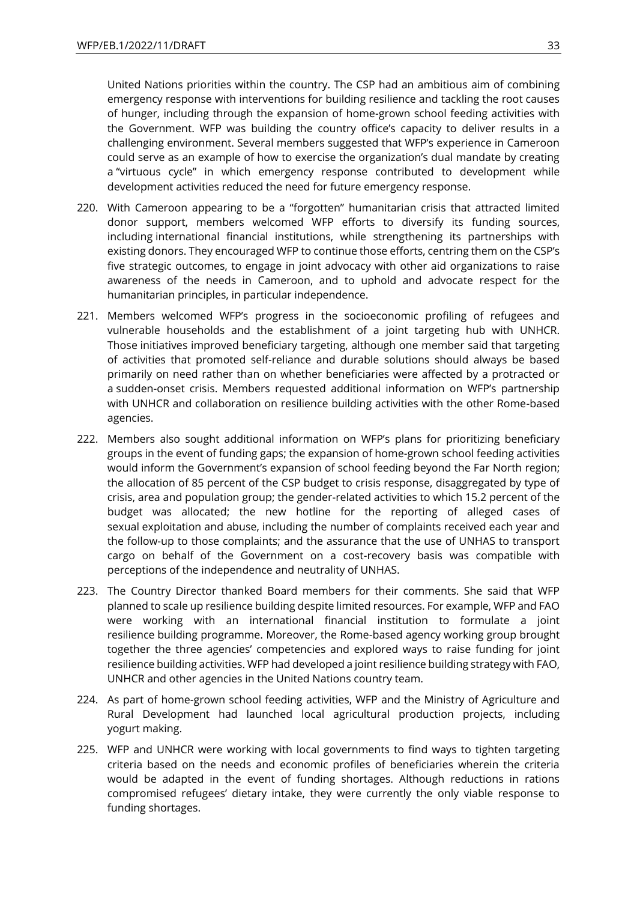United Nations priorities within the country. The CSP had an ambitious aim of combining emergency response with interventions for building resilience and tackling the root causes of hunger, including through the expansion of home-grown school feeding activities with the Government. WFP was building the country office's capacity to deliver results in a challenging environment. Several members suggested that WFP's experience in Cameroon could serve as an example of how to exercise the organization's dual mandate by creating a "virtuous cycle" in which emergency response contributed to development while development activities reduced the need for future emergency response.

220. With Cameroon appearing to be a "forgotten" humanitarian crisis that attracted limited donor support, members welcomed WFP efforts to diversify its funding sources, including international financial institutions, while strengthening its partnerships with existing donors. They encouraged WFP to continue those efforts, centring them on the CSP's five strategic outcomes, to engage in joint advocacy with other aid organizations to raise awareness of the needs in Cameroon, and to uphold and advocate respect for the humanitarian principles, in particular independence.

221. Members welcomed WFP's progress in the socioeconomic profiling of refugees and vulnerable households and the establishment of a joint targeting hub with UNHCR. Those initiatives improved beneficiary targeting, although one member said that targeting of activities that promoted self-reliance and durable solutions should always be based primarily on need rather than on whether beneficiaries were affected by a protracted or a sudden-onset crisis. Members requested additional information on WFP's partnership with UNHCR and collaboration on resilience building activities with the other Rome-based agencies.

222. Members also sought additional information on WFP's plans for prioritizing beneficiary groups in the event of funding gaps; the expansion of home-grown school feeding activities would inform the Government's expansion of school feeding beyond the Far North region; the allocation of 85 percent of the CSP budget to crisis response, disaggregated by type of crisis, area and population group; the gender-related activities to which 15.2 percent of the budget was allocated; the new hotline for the reporting of alleged cases of sexual exploitation and abuse, including the number of complaints received each year and the follow-up to those complaints; and the assurance that the use of UNHAS to transport cargo on behalf of the Government on a cost-recovery basis was compatible with perceptions of the independence and neutrality of UNHAS.

223. The Country Director thanked Board members for their comments. She said that WFP planned to scale up resilience building despite limited resources. For example, WFP and FAO were working with an international financial institution to formulate a joint resilience building programme. Moreover, the Rome-based agency working group brought together the three agencies' competencies and explored ways to raise funding for joint resilience building activities. WFP had developed a joint resilience building strategy with FAO, UNHCR and other agencies in the United Nations country team.

224. As part of home-grown school feeding activities, WFP and the Ministry of Agriculture and Rural Development had launched local agricultural production projects, including yogurt making.

225. WFP and UNHCR were working with local governments to find ways to tighten targeting criteria based on the needs and economic profiles of beneficiaries wherein the criteria would be adapted in the event of funding shortages. Although reductions in rations compromised refugees' dietary intake, they were currently the only viable response to funding shortages.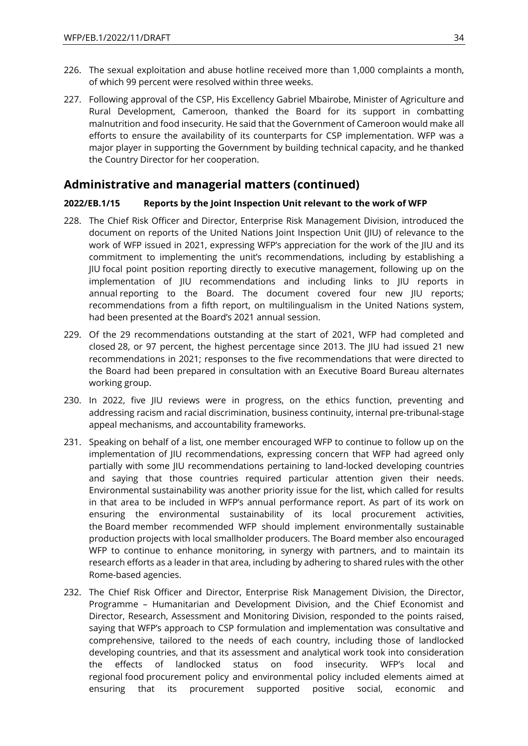226. The sexual exploitation and abuse hotline received more than 1,000 complaints a month, of which 99 percent were resolved within three weeks.

227. Following approval of the CSP, His Excellency Gabriel Mbairobe, Minister of Agriculture and Rural Development, Cameroon, thanked the Board for its support in combatting malnutrition and food insecurity. He said that the Government of Cameroon would make all efforts to ensure the availability of its counterparts for CSP implementation. WFP was a major player in supporting the Government by building technical capacity, and he thanked the Country Director for her cooperation.

## Administrative and managerial matters (continued)

**2022/EB.1/15 Reports by the Joint Inspection Unit relevant to the work of WFP**

228. The Chief Risk Officer and Director, Enterprise Risk Management Division, introduced the document on reports of the United Nations Joint Inspection Unit (JIU) of relevance to the work of WFP issued in 2021, expressing WFP's appreciation for the work of the JIU and its commitment to implementing the unit's recommendations, including by establishing a JIU focal point position reporting directly to executive management, following up on the implementation of JIU recommendations and including links to JIU reports in annual reporting to the Board. The document covered four new JIU reports; recommendations from a fifth report, on multilingualism in the United Nations system, had been presented at the Board's 2021 annual session.

229. Of the 29 recommendations outstanding at the start of 2021, WFP had completed and closed 28, or 97 percent, the highest percentage since 2013. The JIU had issued 21 new recommendations in 2021; responses to the five recommendations that were directed to the Board had been prepared in consultation with an Executive Board Bureau alternates working group.

230. In 2022, five JIU reviews were in progress, on the ethics function, preventing and addressing racism and racial discrimination, business continuity, internal pre-tribunal-stage appeal mechanisms, and accountability frameworks.

231. Speaking on behalf of a list, one member encouraged WFP to continue to follow up on the implementation of JIU recommendations, expressing concern that WFP had agreed only partially with some JIU recommendations pertaining to land-locked developing countries and saying that those countries required particular attention given their needs. Environmental sustainability was another priority issue for the list, which called for results in that area to be included in WFP's annual performance report. As part of its work on ensuring the environmental sustainability of its local procurement activities, the Board member recommended WFP should implement environmentally sustainable production projects with local smallholder producers. The Board member also encouraged WFP to continue to enhance monitoring, in synergy with partners, and to maintain its research efforts as a leader in that area, including by adhering to shared rules with the other Rome-based agencies.

232. The Chief Risk Officer and Director, Enterprise Risk Management Division, the Director, Programme – Humanitarian and Development Division, and the Chief Economist and Director, Research, Assessment and Monitoring Division, responded to the points raised, saying that WFP's approach to CSP formulation and implementation was consultative and comprehensive, tailored to the needs of each country, including those of landlocked developing countries, and that its assessment and analytical work took into consideration the effects of landlocked status on food insecurity. WFP's local and regional food procurement policy and environmental policy included elements aimed at ensuring that its procurement supported positive social, economic and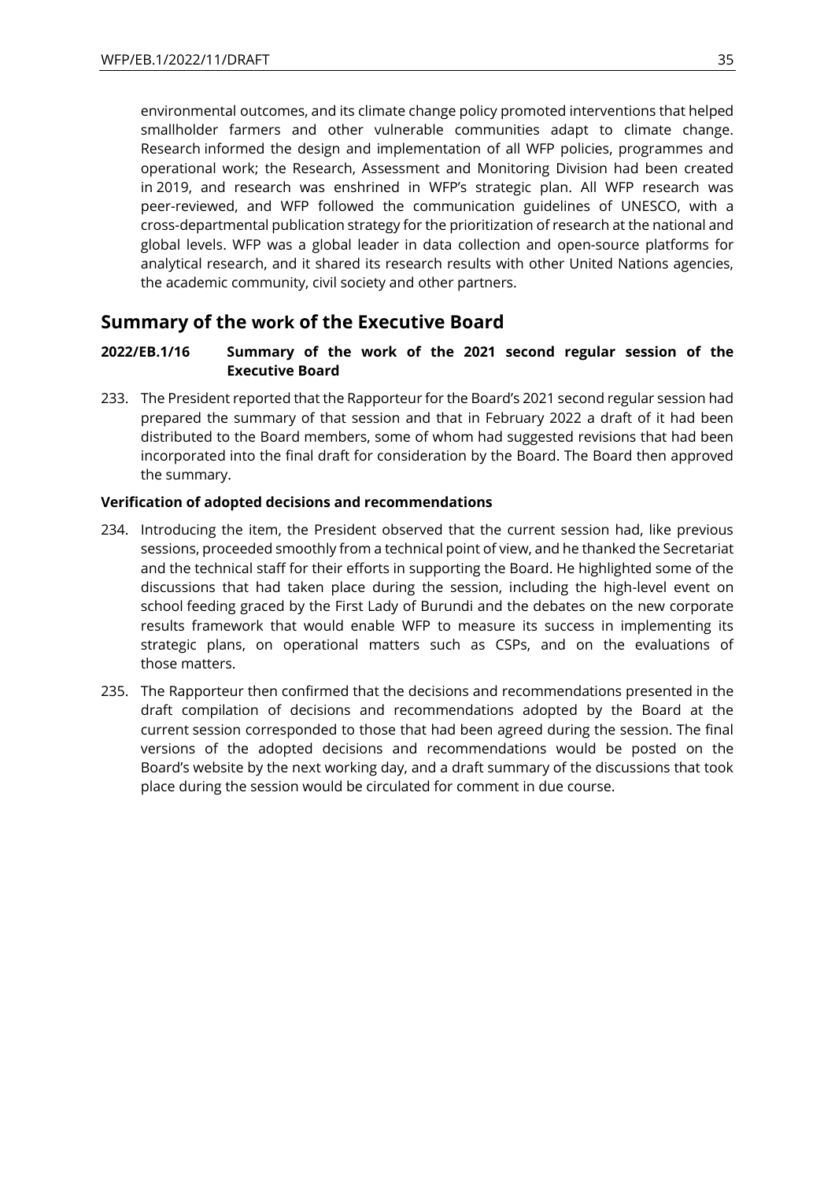environmental outcomes, and its climate change policy promoted interventions that helped smallholder farmers and other vulnerable communities adapt to climate change. Research informed the design and implementation of all WFP policies, programmes and operational work; the Research, Assessment and Monitoring Division had been created in 2019, and research was enshrined in WFP's strategic plan. All WFP research was peer-reviewed, and WFP followed the communication guidelines of UNESCO, with a cross-departmental publication strategy for the prioritization of research at the national and global levels. WFP was a global leader in data collection and open-source platforms for analytical research, and it shared its research results with other United Nations agencies, the academic community, civil society and other partners.

## Summary of the work of the Executive Board

**2022/EB.1/16 Summary of the work of the 2021 second regular session of the Executive Board**

233. The President reported that the Rapporteur for the Board's 2021 second regular session had prepared the summary of that session and that in February 2022 a draft of it had been distributed to the Board members, some of whom had suggested revisions that had been incorporated into the final draft for consideration by the Board. The Board then approved the summary.

**Verification of adopted decisions and recommendations**

234. Introducing the item, the President observed that the current session had, like previous sessions, proceeded smoothly from a technical point of view, and he thanked the Secretariat and the technical staff for their efforts in supporting the Board. He highlighted some of the discussions that had taken place during the session, including the high-level event on school feeding graced by the First Lady of Burundi and the debates on the new corporate results framework that would enable WFP to measure its success in implementing its strategic plans, on operational matters such as CSPs, and on the evaluations of those matters.

235. The Rapporteur then confirmed that the decisions and recommendations presented in the draft compilation of decisions and recommendations adopted by the Board at the current session corresponded to those that had been agreed during the session. The final versions of the adopted decisions and recommendations would be posted on the Board's website by the next working day, and a draft summary of the discussions that took place during the session would be circulated for comment in due course.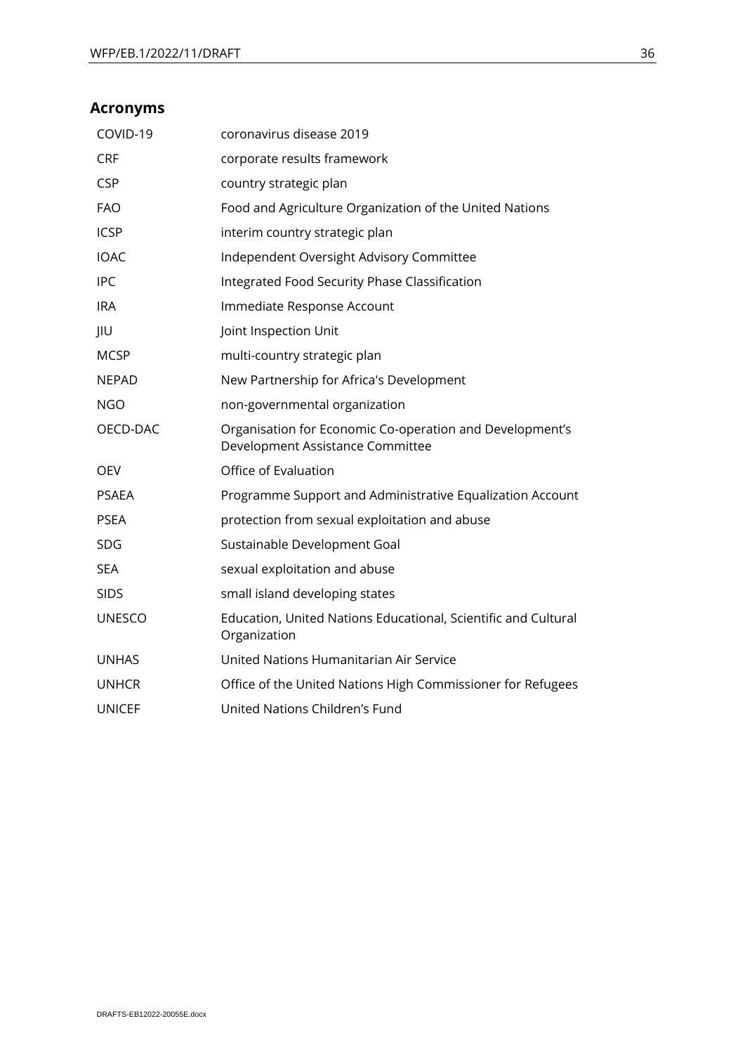## Acronyms

| | |
|---|---|
| COVID-19 | coronavirus disease 2019 |
| CRF | corporate results framework |
| CSP | country strategic plan |
| FAO | Food and Agriculture Organization of the United Nations |
| ICSP | interim country strategic plan |
| IOAC | Independent Oversight Advisory Committee |
| IPC | Integrated Food Security Phase Classification |
| IRA | Immediate Response Account |
| JIU | Joint Inspection Unit |
| MCSP | multi-country strategic plan |
| NEPAD | New Partnership for Africa's Development |
| NGO | non-governmental organization |
| OECD-DAC | Organisation for Economic Co-operation and Development's Development Assistance Committee |
| OEV | Office of Evaluation |
| PSAEA | Programme Support and Administrative Equalization Account |
| PSEA | protection from sexual exploitation and abuse |
| SDG | Sustainable Development Goal |
| SEA | sexual exploitation and abuse |
| SIDS | small island developing states |
| UNESCO | Education, United Nations Educational, Scientific and Cultural Organization |
| UNHAS | United Nations Humanitarian Air Service |
| UNHCR | Office of the United Nations High Commissioner for Refugees |
| UNICEF | United Nations Children's Fund |